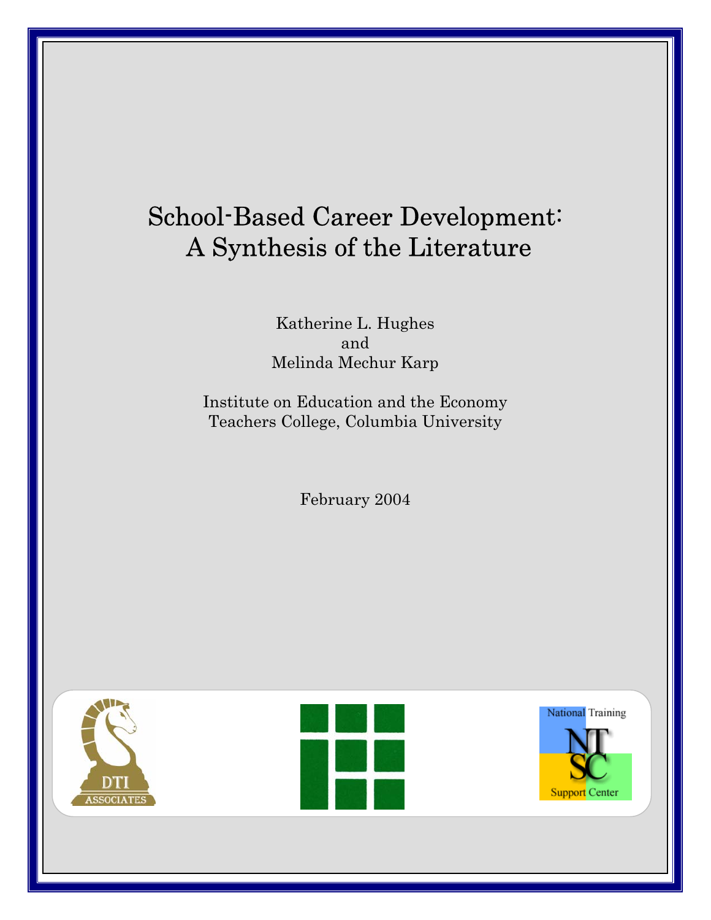# School-Based Career Development: A Synthesis of the Literature

Katherine L. Hughes
and
Melinda Mechur Karp

Institute on Education and the Economy
Teachers College, Columbia University

February 2004

DTI ASSOCIATES

National Training Support Center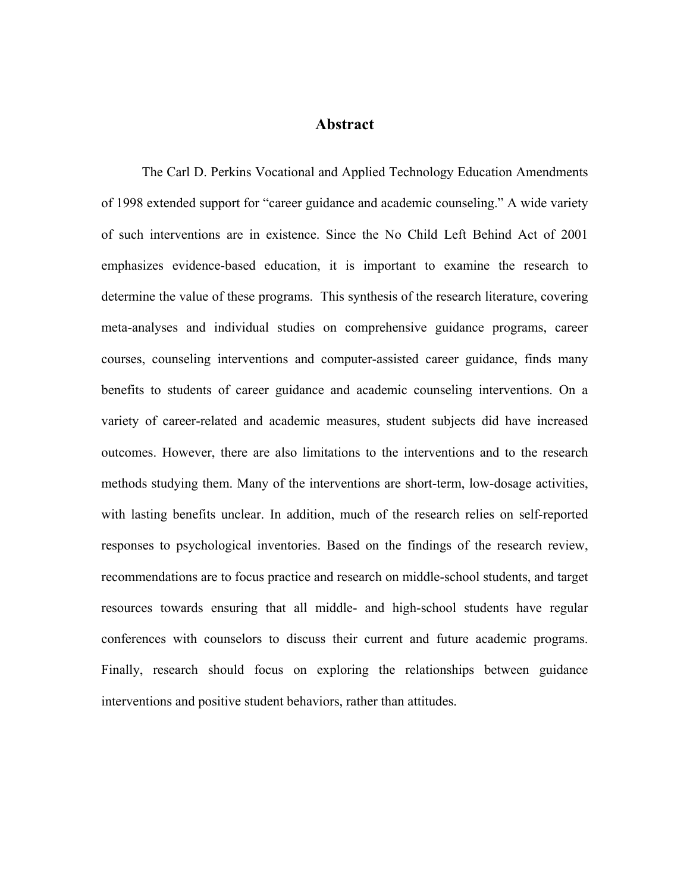# Abstract

The Carl D. Perkins Vocational and Applied Technology Education Amendments of 1998 extended support for "career guidance and academic counseling." A wide variety of such interventions are in existence. Since the No Child Left Behind Act of 2001 emphasizes evidence-based education, it is important to examine the research to determine the value of these programs. This synthesis of the research literature, covering meta-analyses and individual studies on comprehensive guidance programs, career courses, counseling interventions and computer-assisted career guidance, finds many benefits to students of career guidance and academic counseling interventions. On a variety of career-related and academic measures, student subjects did have increased outcomes. However, there are also limitations to the interventions and to the research methods studying them. Many of the interventions are short-term, low-dosage activities, with lasting benefits unclear. In addition, much of the research relies on self-reported responses to psychological inventories. Based on the findings of the research review, recommendations are to focus practice and research on middle-school students, and target resources towards ensuring that all middle- and high-school students have regular conferences with counselors to discuss their current and future academic programs. Finally, research should focus on exploring the relationships between guidance interventions and positive student behaviors, rather than attitudes.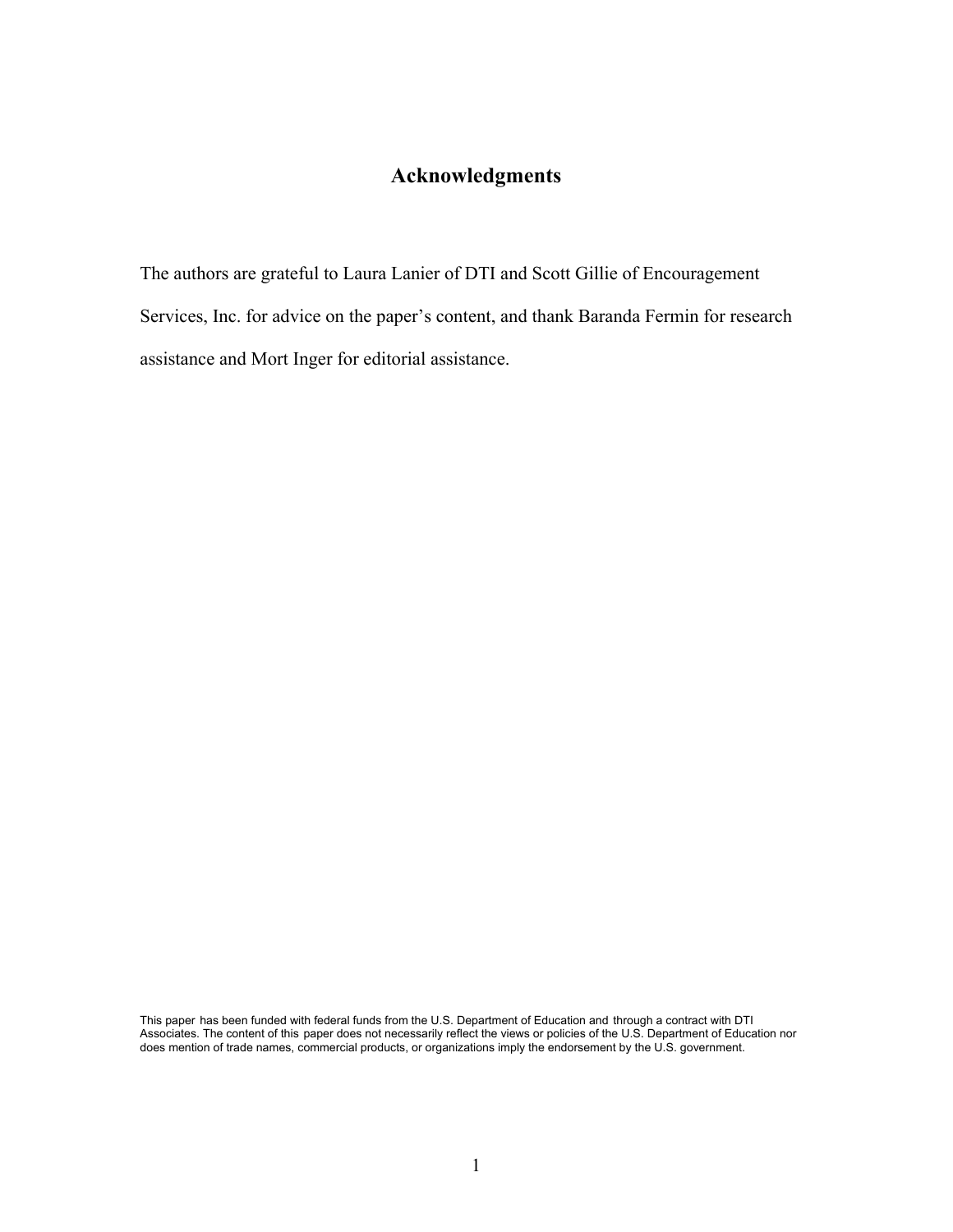## Acknowledgments

The authors are grateful to Laura Lanier of DTI and Scott Gillie of Encouragement Services, Inc. for advice on the paper's content, and thank Baranda Fermin for research assistance and Mort Inger for editorial assistance.

This paper has been funded with federal funds from the U.S. Department of Education and through a contract with DTI Associates. The content of this paper does not necessarily reflect the views or policies of the U.S. Department of Education nor does mention of trade names, commercial products, or organizations imply the endorsement by the U.S. government.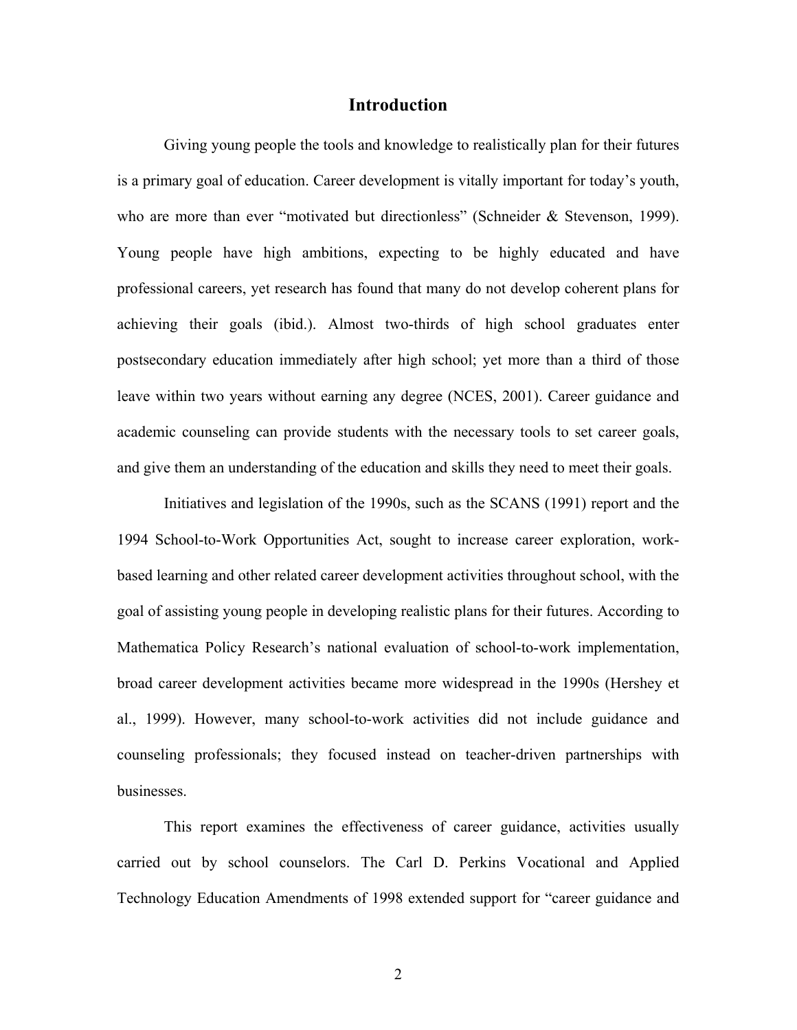## Introduction

Giving young people the tools and knowledge to realistically plan for their futures is a primary goal of education. Career development is vitally important for today's youth, who are more than ever "motivated but directionless" (Schneider & Stevenson, 1999). Young people have high ambitions, expecting to be highly educated and have professional careers, yet research has found that many do not develop coherent plans for achieving their goals (ibid.). Almost two-thirds of high school graduates enter postsecondary education immediately after high school; yet more than a third of those leave within two years without earning any degree (NCES, 2001). Career guidance and academic counseling can provide students with the necessary tools to set career goals, and give them an understanding of the education and skills they need to meet their goals.

Initiatives and legislation of the 1990s, such as the SCANS (1991) report and the 1994 School-to-Work Opportunities Act, sought to increase career exploration, work-based learning and other related career development activities throughout school, with the goal of assisting young people in developing realistic plans for their futures. According to Mathematica Policy Research's national evaluation of school-to-work implementation, broad career development activities became more widespread in the 1990s (Hershey et al., 1999). However, many school-to-work activities did not include guidance and counseling professionals; they focused instead on teacher-driven partnerships with businesses.

This report examines the effectiveness of career guidance, activities usually carried out by school counselors. The Carl D. Perkins Vocational and Applied Technology Education Amendments of 1998 extended support for "career guidance and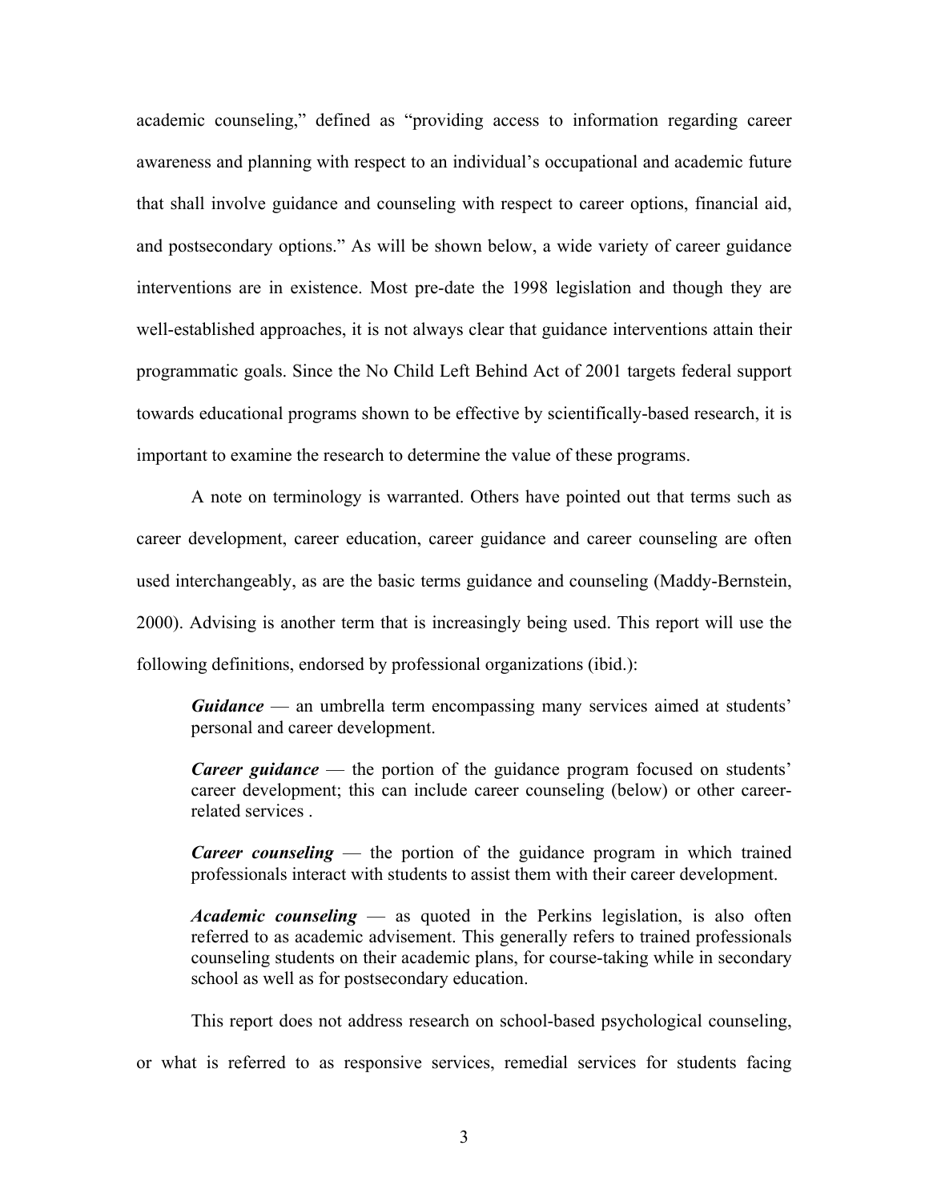academic counseling," defined as "providing access to information regarding career awareness and planning with respect to an individual's occupational and academic future that shall involve guidance and counseling with respect to career options, financial aid, and postsecondary options." As will be shown below, a wide variety of career guidance interventions are in existence. Most pre-date the 1998 legislation and though they are well-established approaches, it is not always clear that guidance interventions attain their programmatic goals. Since the No Child Left Behind Act of 2001 targets federal support towards educational programs shown to be effective by scientifically-based research, it is important to examine the research to determine the value of these programs.

A note on terminology is warranted. Others have pointed out that terms such as career development, career education, career guidance and career counseling are often used interchangeably, as are the basic terms guidance and counseling (Maddy-Bernstein, 2000). Advising is another term that is increasingly being used. This report will use the following definitions, endorsed by professional organizations (ibid.):

> ***Guidance*** — an umbrella term encompassing many services aimed at students' personal and career development.
>
> ***Career guidance*** — the portion of the guidance program focused on students' career development; this can include career counseling (below) or other career-related services .
>
> ***Career counseling*** — the portion of the guidance program in which trained professionals interact with students to assist them with their career development.
>
> ***Academic counseling*** — as quoted in the Perkins legislation, is also often referred to as academic advisement. This generally refers to trained professionals counseling students on their academic plans, for course-taking while in secondary school as well as for postsecondary education.

This report does not address research on school-based psychological counseling, or what is referred to as responsive services, remedial services for students facing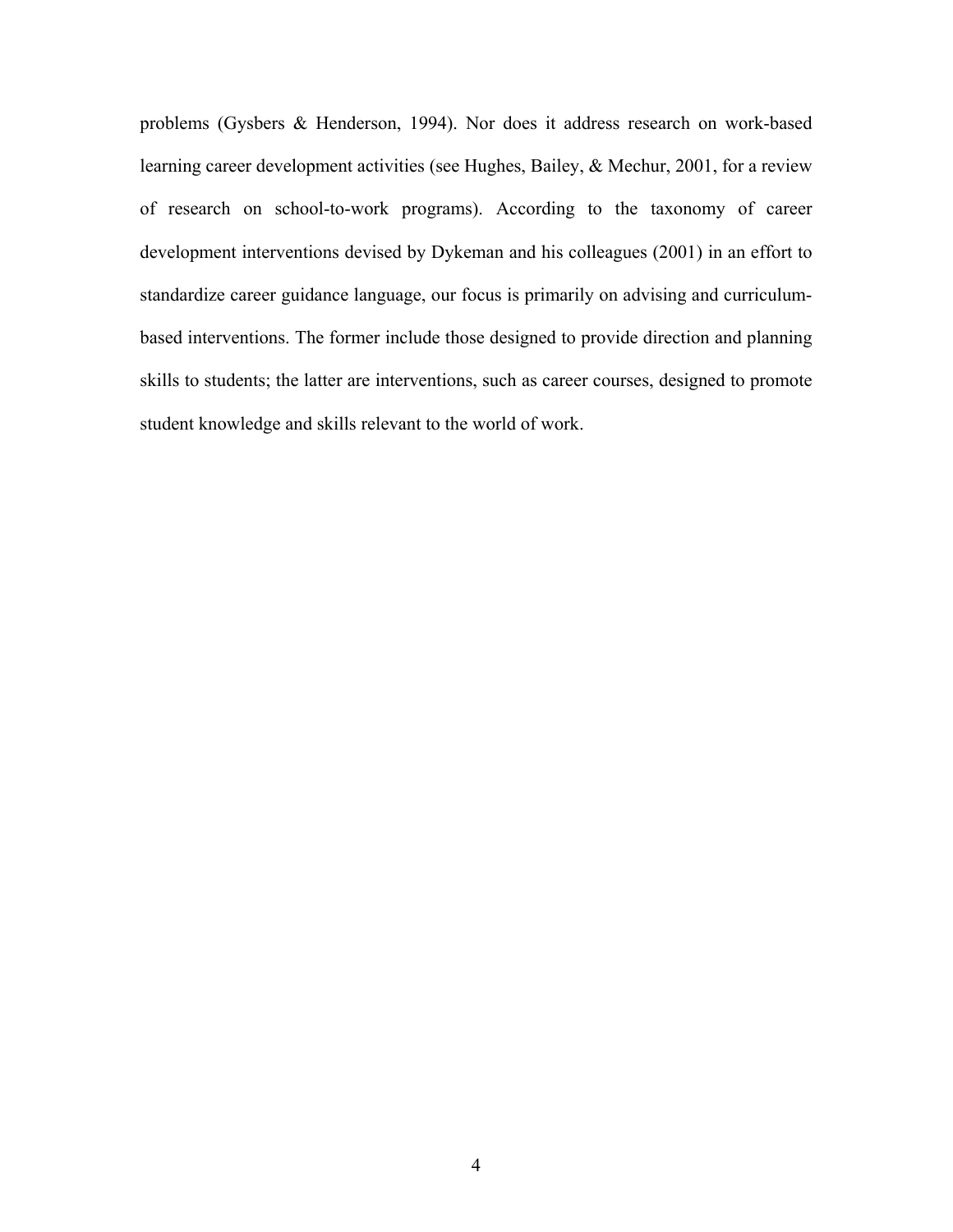problems (Gysbers & Henderson, 1994). Nor does it address research on work-based learning career development activities (see Hughes, Bailey, & Mechur, 2001, for a review of research on school-to-work programs). According to the taxonomy of career development interventions devised by Dykeman and his colleagues (2001) in an effort to standardize career guidance language, our focus is primarily on advising and curriculum-based interventions. The former include those designed to provide direction and planning skills to students; the latter are interventions, such as career courses, designed to promote student knowledge and skills relevant to the world of work.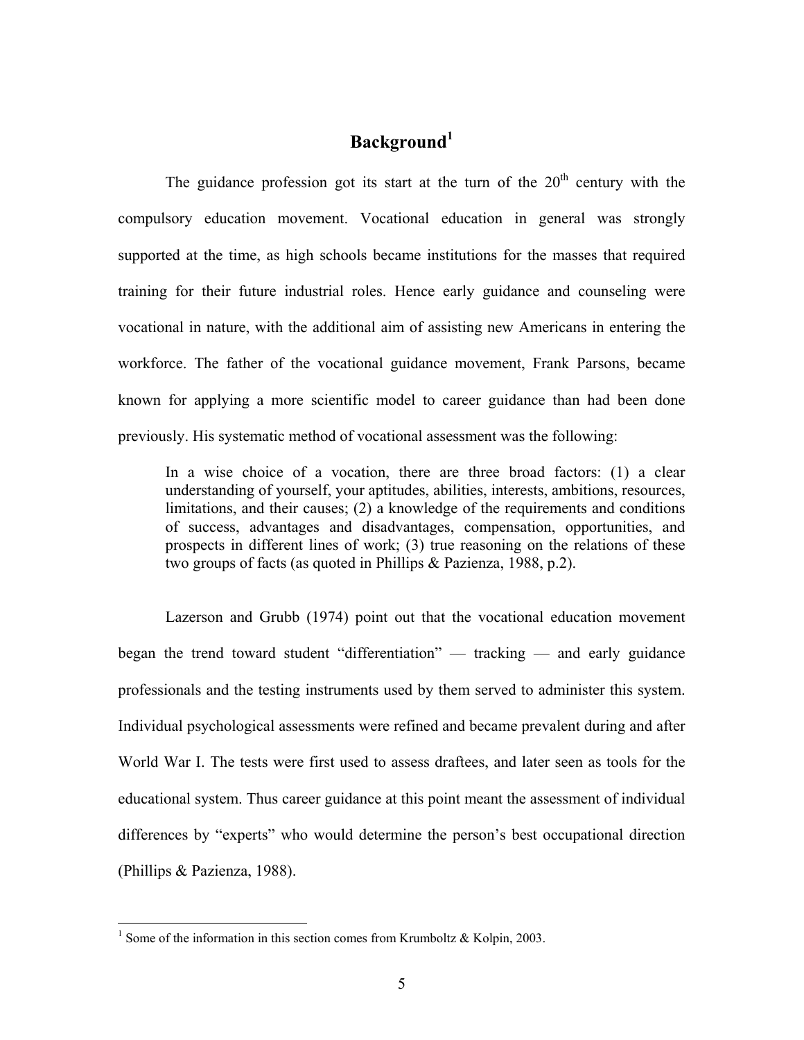## Background[1]

The guidance profession got its start at the turn of the 20th century with the compulsory education movement. Vocational education in general was strongly supported at the time, as high schools became institutions for the masses that required training for their future industrial roles. Hence early guidance and counseling were vocational in nature, with the additional aim of assisting new Americans in entering the workforce. The father of the vocational guidance movement, Frank Parsons, became known for applying a more scientific model to career guidance than had been done previously. His systematic method of vocational assessment was the following:

> In a wise choice of a vocation, there are three broad factors: (1) a clear understanding of yourself, your aptitudes, abilities, interests, ambitions, resources, limitations, and their causes; (2) a knowledge of the requirements and conditions of success, advantages and disadvantages, compensation, opportunities, and prospects in different lines of work; (3) true reasoning on the relations of these two groups of facts (as quoted in Phillips & Pazienza, 1988, p.2).

Lazerson and Grubb (1974) point out that the vocational education movement began the trend toward student "differentiation" — tracking — and early guidance professionals and the testing instruments used by them served to administer this system. Individual psychological assessments were refined and became prevalent during and after World War I. The tests were first used to assess draftees, and later seen as tools for the educational system. Thus career guidance at this point meant the assessment of individual differences by "experts" who would determine the person's best occupational direction (Phillips & Pazienza, 1988).

---

[1] Some of the information in this section comes from Krumboltz & Kolpin, 2003.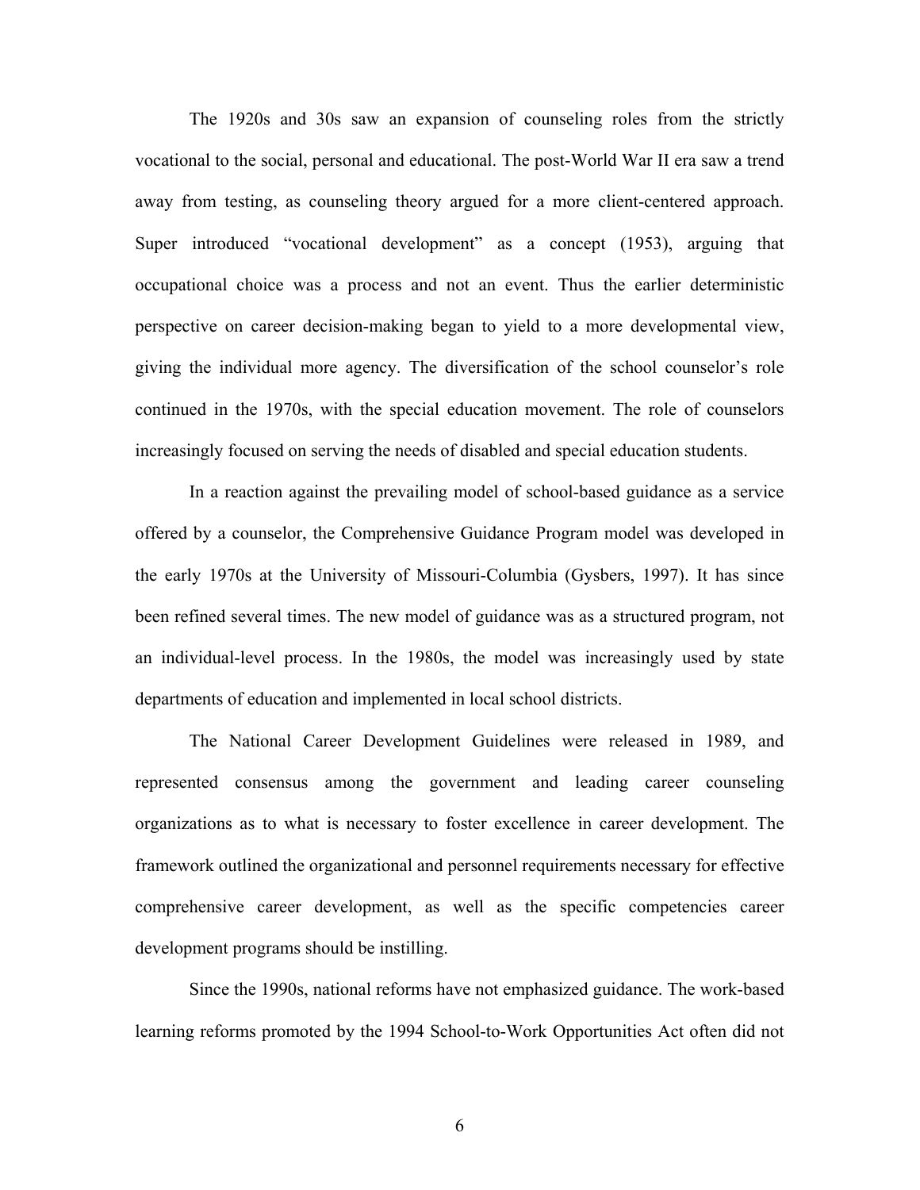The 1920s and 30s saw an expansion of counseling roles from the strictly vocational to the social, personal and educational. The post-World War II era saw a trend away from testing, as counseling theory argued for a more client-centered approach. Super introduced "vocational development" as a concept (1953), arguing that occupational choice was a process and not an event. Thus the earlier deterministic perspective on career decision-making began to yield to a more developmental view, giving the individual more agency. The diversification of the school counselor's role continued in the 1970s, with the special education movement. The role of counselors increasingly focused on serving the needs of disabled and special education students.

In a reaction against the prevailing model of school-based guidance as a service offered by a counselor, the Comprehensive Guidance Program model was developed in the early 1970s at the University of Missouri-Columbia (Gysbers, 1997). It has since been refined several times. The new model of guidance was as a structured program, not an individual-level process. In the 1980s, the model was increasingly used by state departments of education and implemented in local school districts.

The National Career Development Guidelines were released in 1989, and represented consensus among the government and leading career counseling organizations as to what is necessary to foster excellence in career development. The framework outlined the organizational and personnel requirements necessary for effective comprehensive career development, as well as the specific competencies career development programs should be instilling.

Since the 1990s, national reforms have not emphasized guidance. The work-based learning reforms promoted by the 1994 School-to-Work Opportunities Act often did not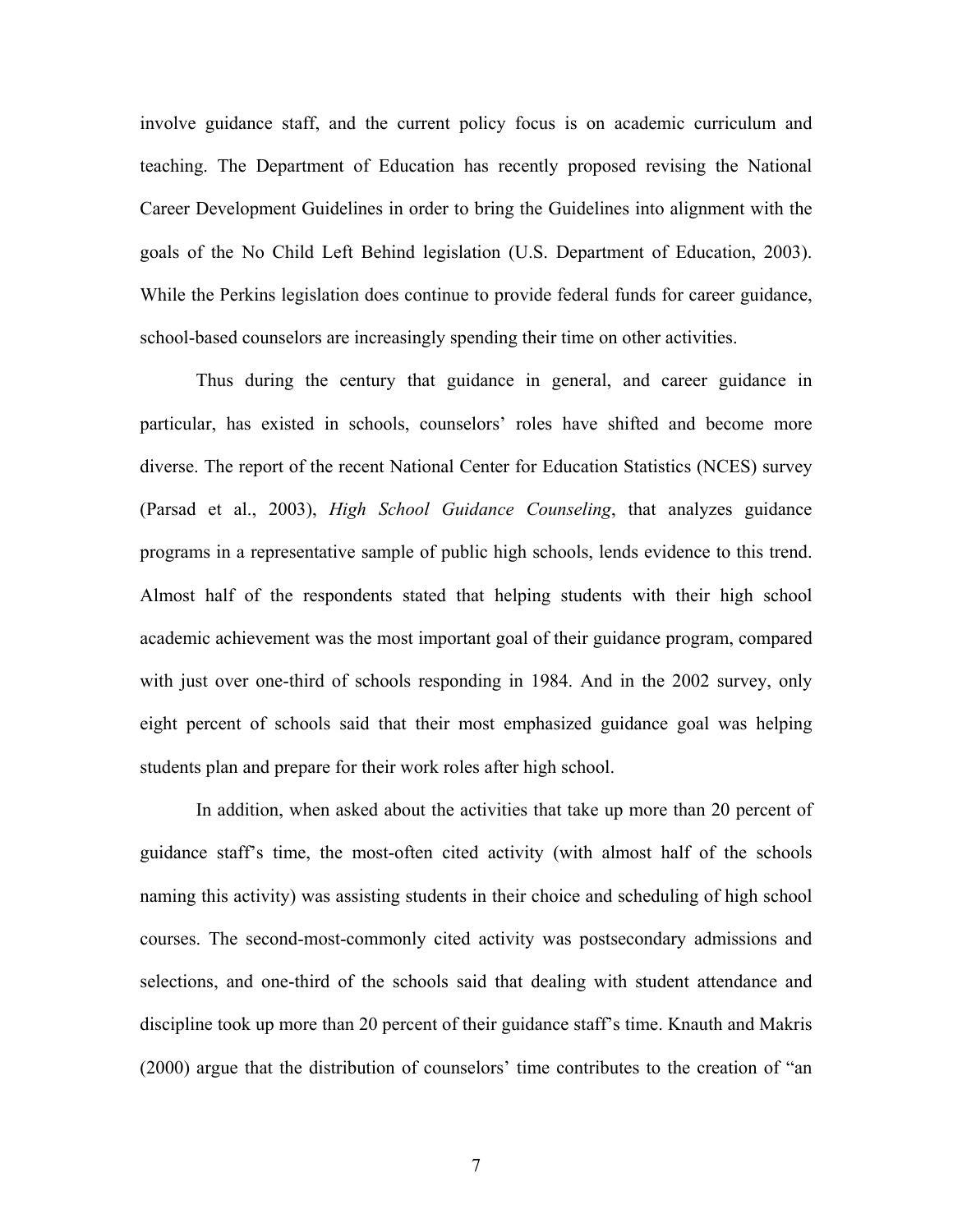involve guidance staff, and the current policy focus is on academic curriculum and teaching. The Department of Education has recently proposed revising the National Career Development Guidelines in order to bring the Guidelines into alignment with the goals of the No Child Left Behind legislation (U.S. Department of Education, 2003). While the Perkins legislation does continue to provide federal funds for career guidance, school-based counselors are increasingly spending their time on other activities.

Thus during the century that guidance in general, and career guidance in particular, has existed in schools, counselors' roles have shifted and become more diverse. The report of the recent National Center for Education Statistics (NCES) survey (Parsad et al., 2003), *High School Guidance Counseling*, that analyzes guidance programs in a representative sample of public high schools, lends evidence to this trend. Almost half of the respondents stated that helping students with their high school academic achievement was the most important goal of their guidance program, compared with just over one-third of schools responding in 1984. And in the 2002 survey, only eight percent of schools said that their most emphasized guidance goal was helping students plan and prepare for their work roles after high school.

In addition, when asked about the activities that take up more than 20 percent of guidance staff's time, the most-often cited activity (with almost half of the schools naming this activity) was assisting students in their choice and scheduling of high school courses. The second-most-commonly cited activity was postsecondary admissions and selections, and one-third of the schools said that dealing with student attendance and discipline took up more than 20 percent of their guidance staff's time. Knauth and Makris (2000) argue that the distribution of counselors' time contributes to the creation of "an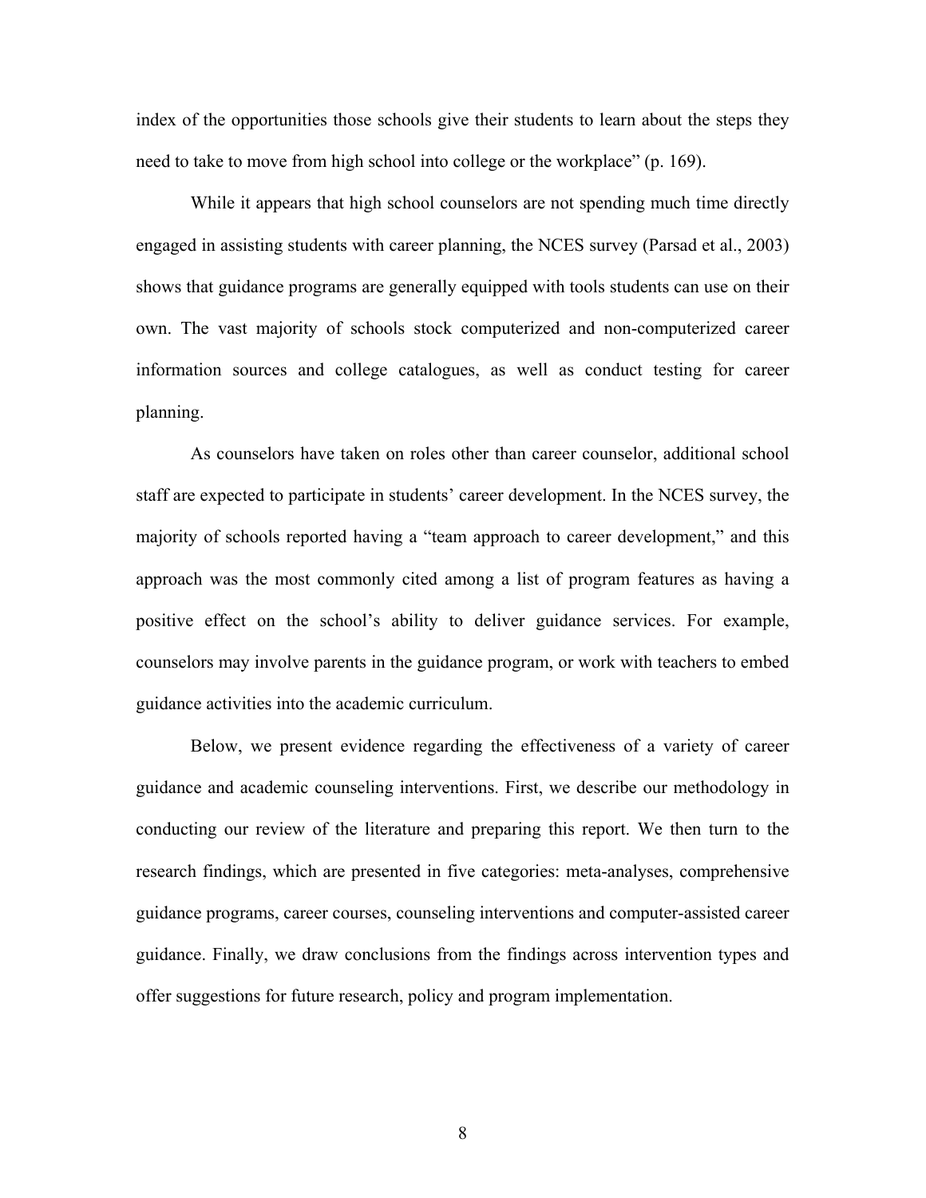index of the opportunities those schools give their students to learn about the steps they need to take to move from high school into college or the workplace" (p. 169).

While it appears that high school counselors are not spending much time directly engaged in assisting students with career planning, the NCES survey (Parsad et al., 2003) shows that guidance programs are generally equipped with tools students can use on their own. The vast majority of schools stock computerized and non-computerized career information sources and college catalogues, as well as conduct testing for career planning.

As counselors have taken on roles other than career counselor, additional school staff are expected to participate in students' career development. In the NCES survey, the majority of schools reported having a "team approach to career development," and this approach was the most commonly cited among a list of program features as having a positive effect on the school's ability to deliver guidance services. For example, counselors may involve parents in the guidance program, or work with teachers to embed guidance activities into the academic curriculum.

Below, we present evidence regarding the effectiveness of a variety of career guidance and academic counseling interventions. First, we describe our methodology in conducting our review of the literature and preparing this report. We then turn to the research findings, which are presented in five categories: meta-analyses, comprehensive guidance programs, career courses, counseling interventions and computer-assisted career guidance. Finally, we draw conclusions from the findings across intervention types and offer suggestions for future research, policy and program implementation.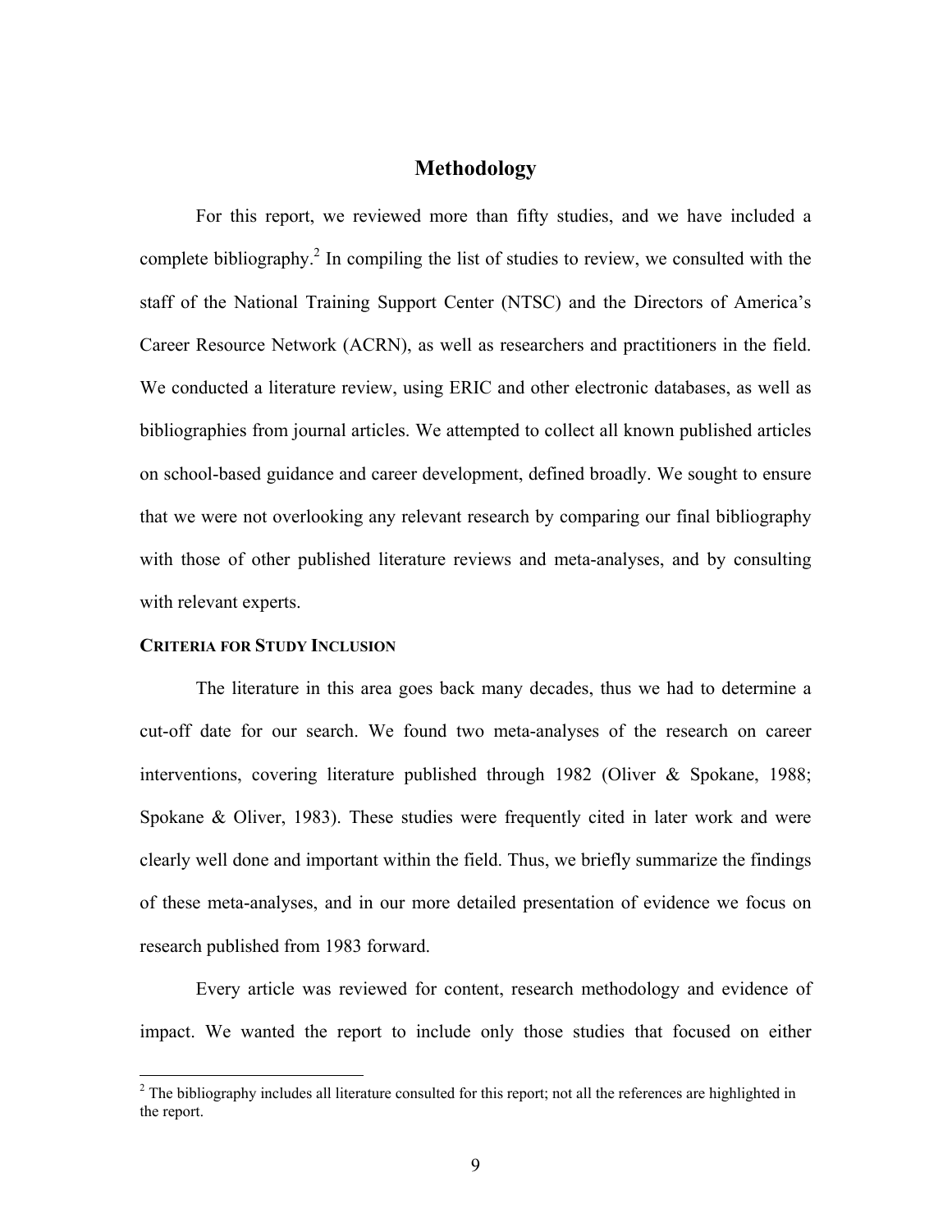## Methodology

For this report, we reviewed more than fifty studies, and we have included a complete bibliography.[2] In compiling the list of studies to review, we consulted with the staff of the National Training Support Center (NTSC) and the Directors of America's Career Resource Network (ACRN), as well as researchers and practitioners in the field. We conducted a literature review, using ERIC and other electronic databases, as well as bibliographies from journal articles. We attempted to collect all known published articles on school-based guidance and career development, defined broadly. We sought to ensure that we were not overlooking any relevant research by comparing our final bibliography with those of other published literature reviews and meta-analyses, and by consulting with relevant experts.

### CRITERIA FOR STUDY INCLUSION

The literature in this area goes back many decades, thus we had to determine a cut-off date for our search. We found two meta-analyses of the research on career interventions, covering literature published through 1982 (Oliver & Spokane, 1988; Spokane & Oliver, 1983). These studies were frequently cited in later work and were clearly well done and important within the field. Thus, we briefly summarize the findings of these meta-analyses, and in our more detailed presentation of evidence we focus on research published from 1983 forward.

Every article was reviewed for content, research methodology and evidence of impact. We wanted the report to include only those studies that focused on either

[2] The bibliography includes all literature consulted for this report; not all the references are highlighted in the report.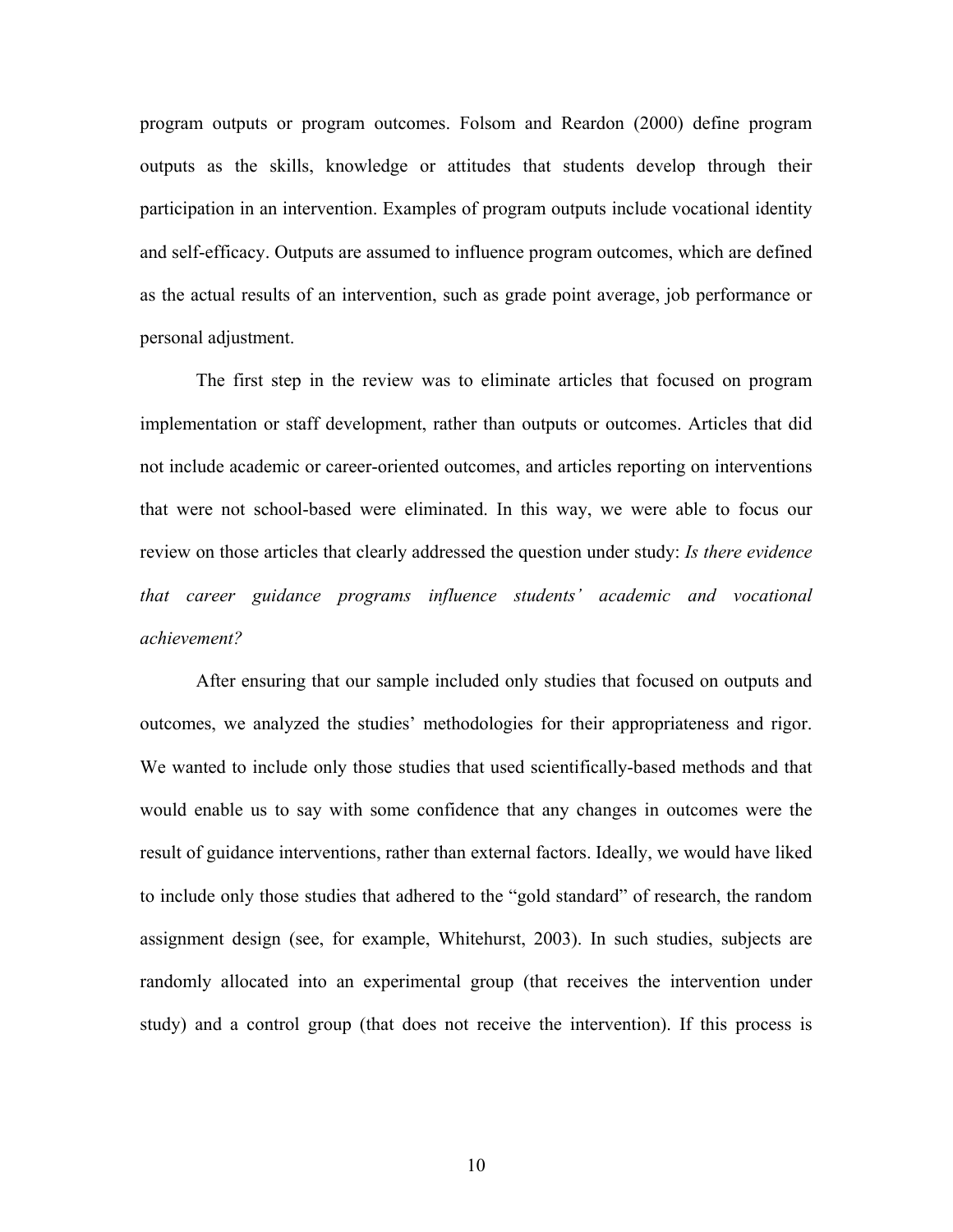program outputs or program outcomes. Folsom and Reardon (2000) define program outputs as the skills, knowledge or attitudes that students develop through their participation in an intervention. Examples of program outputs include vocational identity and self-efficacy. Outputs are assumed to influence program outcomes, which are defined as the actual results of an intervention, such as grade point average, job performance or personal adjustment.

The first step in the review was to eliminate articles that focused on program implementation or staff development, rather than outputs or outcomes. Articles that did not include academic or career-oriented outcomes, and articles reporting on interventions that were not school-based were eliminated. In this way, we were able to focus our review on those articles that clearly addressed the question under study: *Is there evidence that career guidance programs influence students' academic and vocational achievement?*

After ensuring that our sample included only studies that focused on outputs and outcomes, we analyzed the studies' methodologies for their appropriateness and rigor. We wanted to include only those studies that used scientifically-based methods and that would enable us to say with some confidence that any changes in outcomes were the result of guidance interventions, rather than external factors. Ideally, we would have liked to include only those studies that adhered to the "gold standard" of research, the random assignment design (see, for example, Whitehurst, 2003). In such studies, subjects are randomly allocated into an experimental group (that receives the intervention under study) and a control group (that does not receive the intervention). If this process is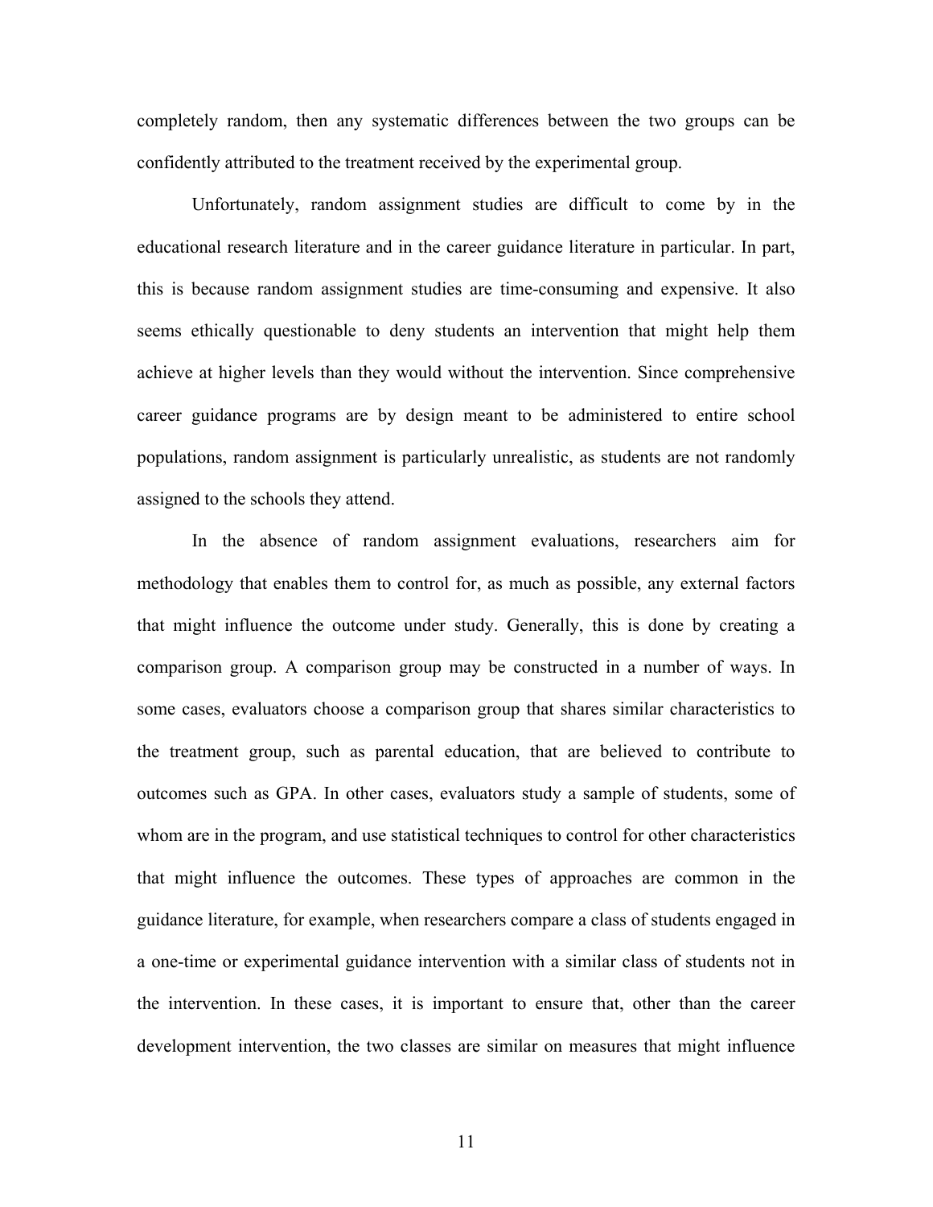completely random, then any systematic differences between the two groups can be confidently attributed to the treatment received by the experimental group.

Unfortunately, random assignment studies are difficult to come by in the educational research literature and in the career guidance literature in particular. In part, this is because random assignment studies are time-consuming and expensive. It also seems ethically questionable to deny students an intervention that might help them achieve at higher levels than they would without the intervention. Since comprehensive career guidance programs are by design meant to be administered to entire school populations, random assignment is particularly unrealistic, as students are not randomly assigned to the schools they attend.

In the absence of random assignment evaluations, researchers aim for methodology that enables them to control for, as much as possible, any external factors that might influence the outcome under study. Generally, this is done by creating a comparison group. A comparison group may be constructed in a number of ways. In some cases, evaluators choose a comparison group that shares similar characteristics to the treatment group, such as parental education, that are believed to contribute to outcomes such as GPA. In other cases, evaluators study a sample of students, some of whom are in the program, and use statistical techniques to control for other characteristics that might influence the outcomes. These types of approaches are common in the guidance literature, for example, when researchers compare a class of students engaged in a one-time or experimental guidance intervention with a similar class of students not in the intervention. In these cases, it is important to ensure that, other than the career development intervention, the two classes are similar on measures that might influence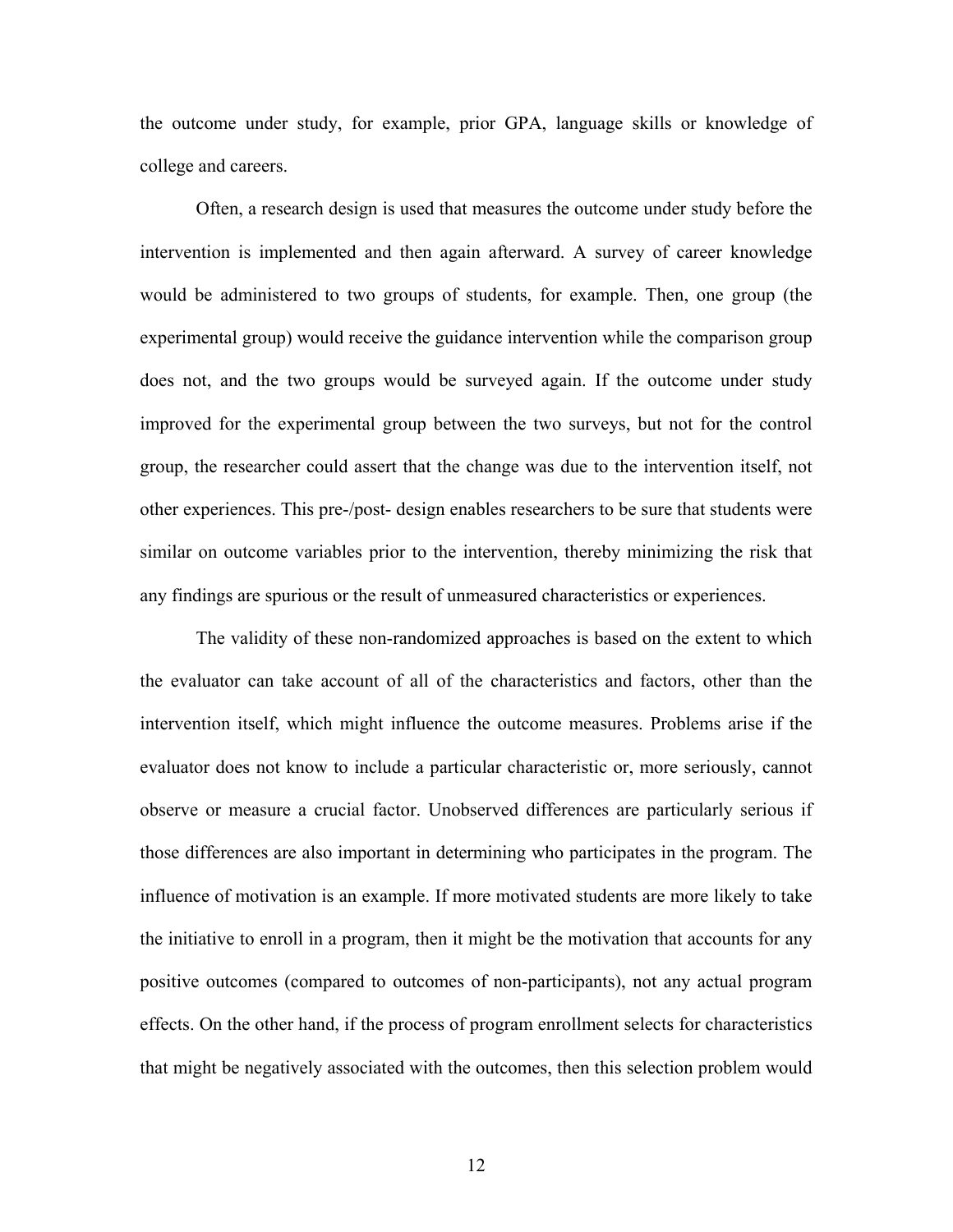the outcome under study, for example, prior GPA, language skills or knowledge of college and careers.

Often, a research design is used that measures the outcome under study before the intervention is implemented and then again afterward. A survey of career knowledge would be administered to two groups of students, for example. Then, one group (the experimental group) would receive the guidance intervention while the comparison group does not, and the two groups would be surveyed again. If the outcome under study improved for the experimental group between the two surveys, but not for the control group, the researcher could assert that the change was due to the intervention itself, not other experiences. This pre-/post- design enables researchers to be sure that students were similar on outcome variables prior to the intervention, thereby minimizing the risk that any findings are spurious or the result of unmeasured characteristics or experiences.

The validity of these non-randomized approaches is based on the extent to which the evaluator can take account of all of the characteristics and factors, other than the intervention itself, which might influence the outcome measures. Problems arise if the evaluator does not know to include a particular characteristic or, more seriously, cannot observe or measure a crucial factor. Unobserved differences are particularly serious if those differences are also important in determining who participates in the program. The influence of motivation is an example. If more motivated students are more likely to take the initiative to enroll in a program, then it might be the motivation that accounts for any positive outcomes (compared to outcomes of non-participants), not any actual program effects. On the other hand, if the process of program enrollment selects for characteristics that might be negatively associated with the outcomes, then this selection problem would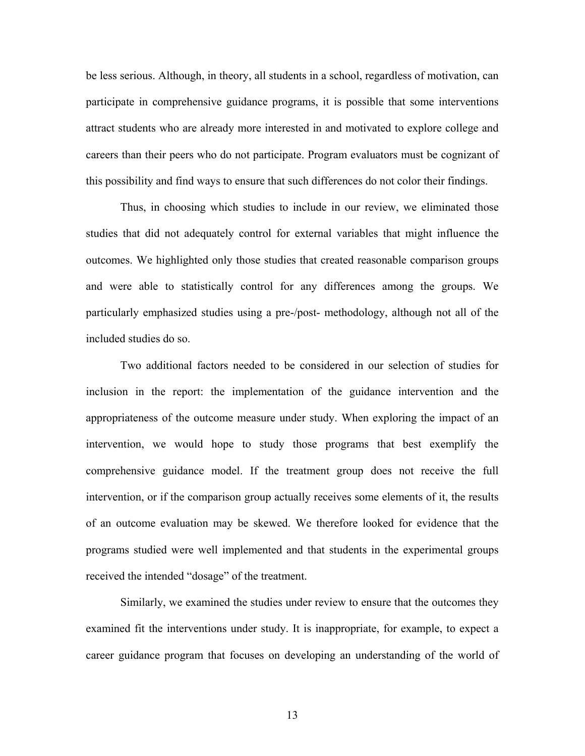be less serious. Although, in theory, all students in a school, regardless of motivation, can participate in comprehensive guidance programs, it is possible that some interventions attract students who are already more interested in and motivated to explore college and careers than their peers who do not participate. Program evaluators must be cognizant of this possibility and find ways to ensure that such differences do not color their findings.

Thus, in choosing which studies to include in our review, we eliminated those studies that did not adequately control for external variables that might influence the outcomes. We highlighted only those studies that created reasonable comparison groups and were able to statistically control for any differences among the groups. We particularly emphasized studies using a pre-/post- methodology, although not all of the included studies do so.

Two additional factors needed to be considered in our selection of studies for inclusion in the report: the implementation of the guidance intervention and the appropriateness of the outcome measure under study. When exploring the impact of an intervention, we would hope to study those programs that best exemplify the comprehensive guidance model. If the treatment group does not receive the full intervention, or if the comparison group actually receives some elements of it, the results of an outcome evaluation may be skewed. We therefore looked for evidence that the programs studied were well implemented and that students in the experimental groups received the intended "dosage" of the treatment.

Similarly, we examined the studies under review to ensure that the outcomes they examined fit the interventions under study. It is inappropriate, for example, to expect a career guidance program that focuses on developing an understanding of the world of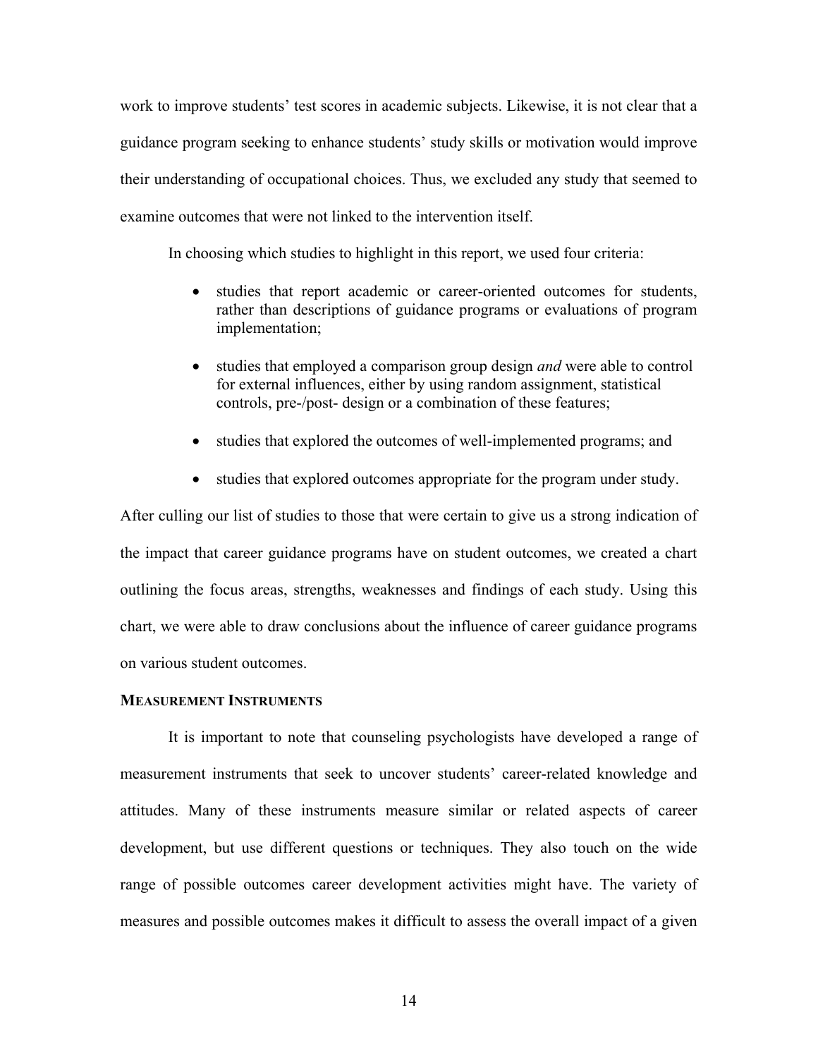work to improve students' test scores in academic subjects. Likewise, it is not clear that a guidance program seeking to enhance students' study skills or motivation would improve their understanding of occupational choices. Thus, we excluded any study that seemed to examine outcomes that were not linked to the intervention itself.

In choosing which studies to highlight in this report, we used four criteria:

- studies that report academic or career-oriented outcomes for students, rather than descriptions of guidance programs or evaluations of program implementation;
- studies that employed a comparison group design *and* were able to control for external influences, either by using random assignment, statistical controls, pre-/post- design or a combination of these features;
- studies that explored the outcomes of well-implemented programs; and
- studies that explored outcomes appropriate for the program under study.

After culling our list of studies to those that were certain to give us a strong indication of the impact that career guidance programs have on student outcomes, we created a chart outlining the focus areas, strengths, weaknesses and findings of each study. Using this chart, we were able to draw conclusions about the influence of career guidance programs on various student outcomes.

### MEASUREMENT INSTRUMENTS

It is important to note that counseling psychologists have developed a range of measurement instruments that seek to uncover students' career-related knowledge and attitudes. Many of these instruments measure similar or related aspects of career development, but use different questions or techniques. They also touch on the wide range of possible outcomes career development activities might have. The variety of measures and possible outcomes makes it difficult to assess the overall impact of a given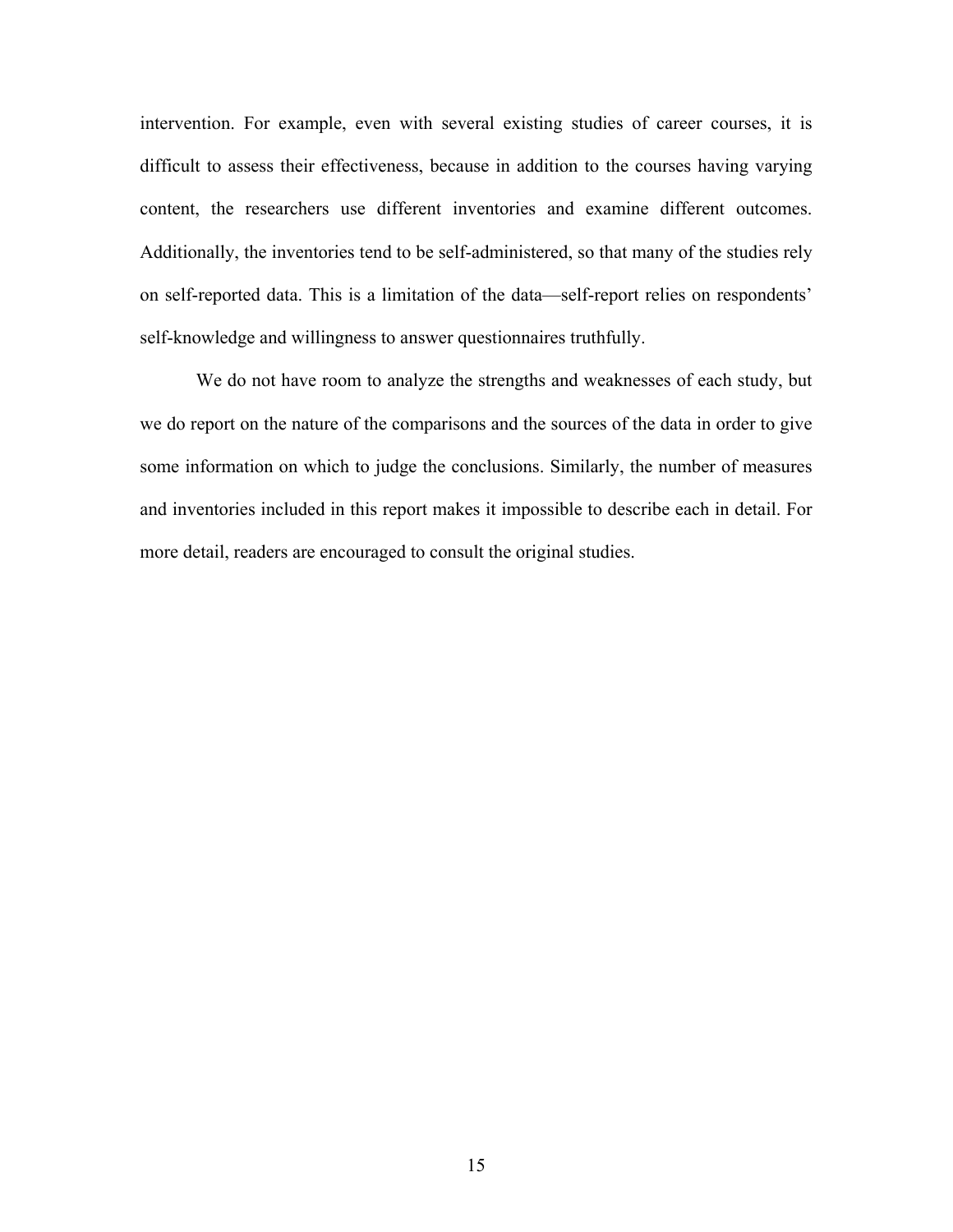intervention. For example, even with several existing studies of career courses, it is difficult to assess their effectiveness, because in addition to the courses having varying content, the researchers use different inventories and examine different outcomes. Additionally, the inventories tend to be self-administered, so that many of the studies rely on self-reported data. This is a limitation of the data—self-report relies on respondents' self-knowledge and willingness to answer questionnaires truthfully.

We do not have room to analyze the strengths and weaknesses of each study, but we do report on the nature of the comparisons and the sources of the data in order to give some information on which to judge the conclusions. Similarly, the number of measures and inventories included in this report makes it impossible to describe each in detail. For more detail, readers are encouraged to consult the original studies.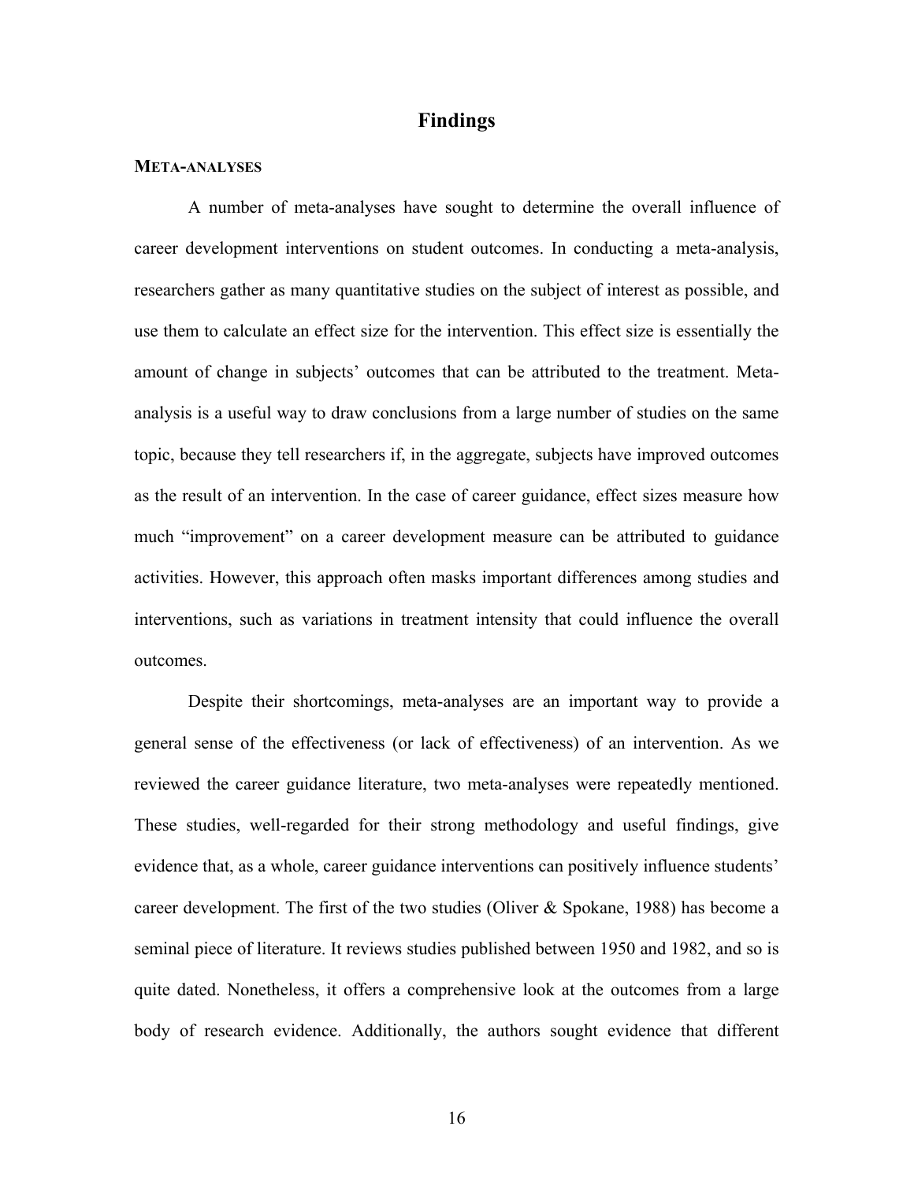# Findings

## META-ANALYSES

A number of meta-analyses have sought to determine the overall influence of career development interventions on student outcomes. In conducting a meta-analysis, researchers gather as many quantitative studies on the subject of interest as possible, and use them to calculate an effect size for the intervention. This effect size is essentially the amount of change in subjects' outcomes that can be attributed to the treatment. Meta-analysis is a useful way to draw conclusions from a large number of studies on the same topic, because they tell researchers if, in the aggregate, subjects have improved outcomes as the result of an intervention. In the case of career guidance, effect sizes measure how much "improvement" on a career development measure can be attributed to guidance activities. However, this approach often masks important differences among studies and interventions, such as variations in treatment intensity that could influence the overall outcomes.

Despite their shortcomings, meta-analyses are an important way to provide a general sense of the effectiveness (or lack of effectiveness) of an intervention. As we reviewed the career guidance literature, two meta-analyses were repeatedly mentioned. These studies, well-regarded for their strong methodology and useful findings, give evidence that, as a whole, career guidance interventions can positively influence students' career development. The first of the two studies (Oliver & Spokane, 1988) has become a seminal piece of literature. It reviews studies published between 1950 and 1982, and so is quite dated. Nonetheless, it offers a comprehensive look at the outcomes from a large body of research evidence. Additionally, the authors sought evidence that different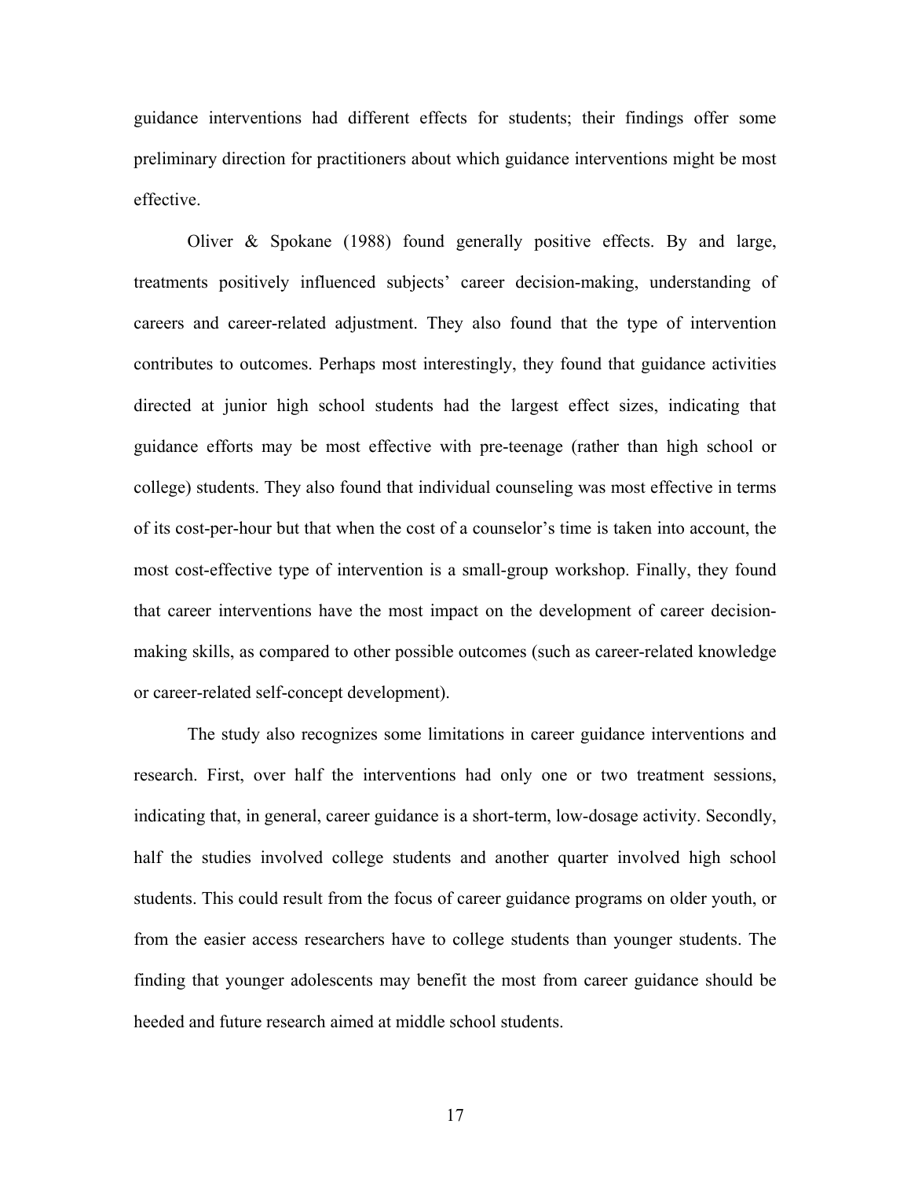guidance interventions had different effects for students; their findings offer some preliminary direction for practitioners about which guidance interventions might be most effective.

Oliver & Spokane (1988) found generally positive effects. By and large, treatments positively influenced subjects' career decision-making, understanding of careers and career-related adjustment. They also found that the type of intervention contributes to outcomes. Perhaps most interestingly, they found that guidance activities directed at junior high school students had the largest effect sizes, indicating that guidance efforts may be most effective with pre-teenage (rather than high school or college) students. They also found that individual counseling was most effective in terms of its cost-per-hour but that when the cost of a counselor's time is taken into account, the most cost-effective type of intervention is a small-group workshop. Finally, they found that career interventions have the most impact on the development of career decision-making skills, as compared to other possible outcomes (such as career-related knowledge or career-related self-concept development).

The study also recognizes some limitations in career guidance interventions and research. First, over half the interventions had only one or two treatment sessions, indicating that, in general, career guidance is a short-term, low-dosage activity. Secondly, half the studies involved college students and another quarter involved high school students. This could result from the focus of career guidance programs on older youth, or from the easier access researchers have to college students than younger students. The finding that younger adolescents may benefit the most from career guidance should be heeded and future research aimed at middle school students.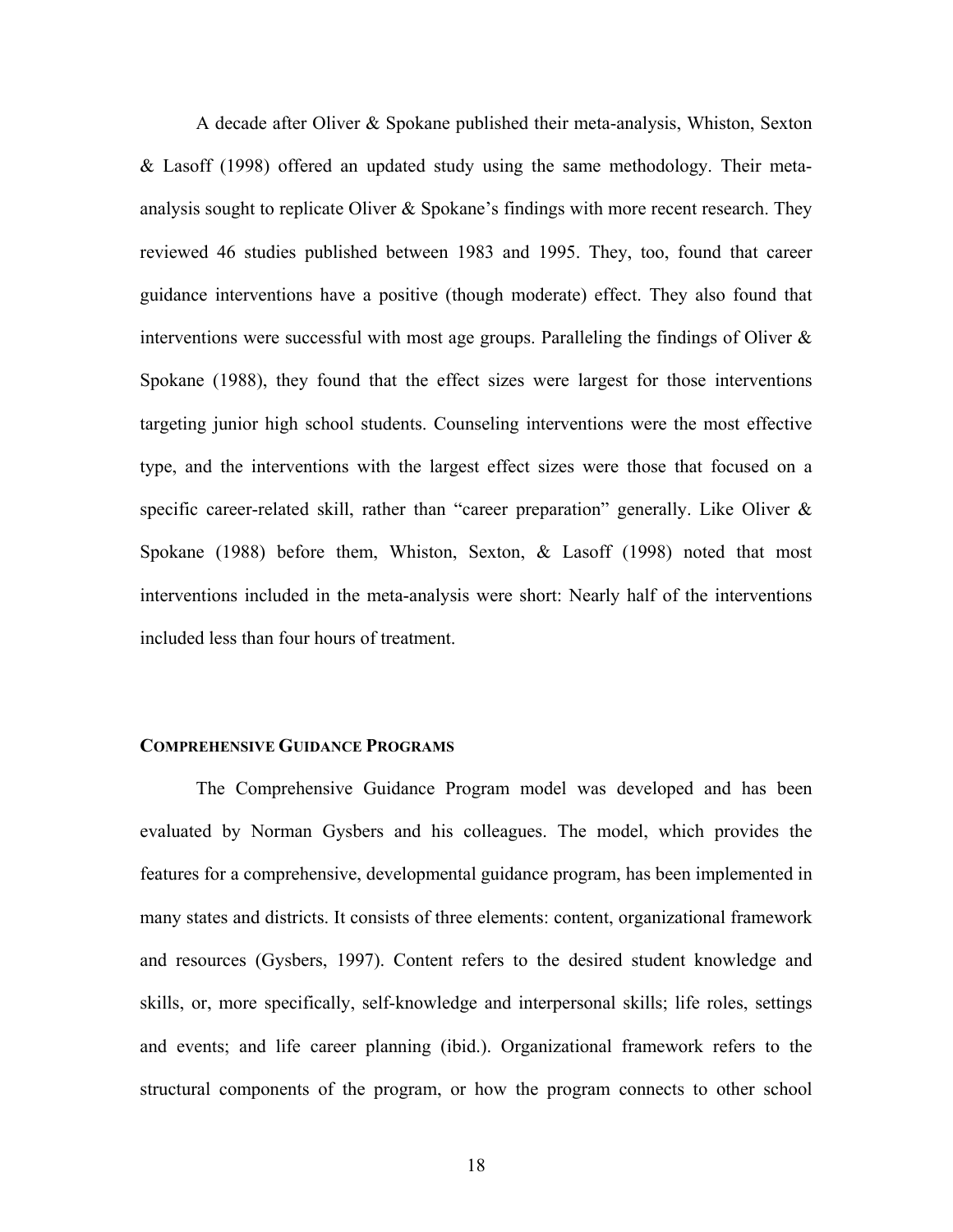A decade after Oliver & Spokane published their meta-analysis, Whiston, Sexton & Lasoff (1998) offered an updated study using the same methodology. Their meta-analysis sought to replicate Oliver & Spokane's findings with more recent research. They reviewed 46 studies published between 1983 and 1995. They, too, found that career guidance interventions have a positive (though moderate) effect. They also found that interventions were successful with most age groups. Paralleling the findings of Oliver & Spokane (1988), they found that the effect sizes were largest for those interventions targeting junior high school students. Counseling interventions were the most effective type, and the interventions with the largest effect sizes were those that focused on a specific career-related skill, rather than "career preparation" generally. Like Oliver & Spokane (1988) before them, Whiston, Sexton, & Lasoff (1998) noted that most interventions included in the meta-analysis were short: Nearly half of the interventions included less than four hours of treatment.

### COMPREHENSIVE GUIDANCE PROGRAMS

The Comprehensive Guidance Program model was developed and has been evaluated by Norman Gysbers and his colleagues. The model, which provides the features for a comprehensive, developmental guidance program, has been implemented in many states and districts. It consists of three elements: content, organizational framework and resources (Gysbers, 1997). Content refers to the desired student knowledge and skills, or, more specifically, self-knowledge and interpersonal skills; life roles, settings and events; and life career planning (ibid.). Organizational framework refers to the structural components of the program, or how the program connects to other school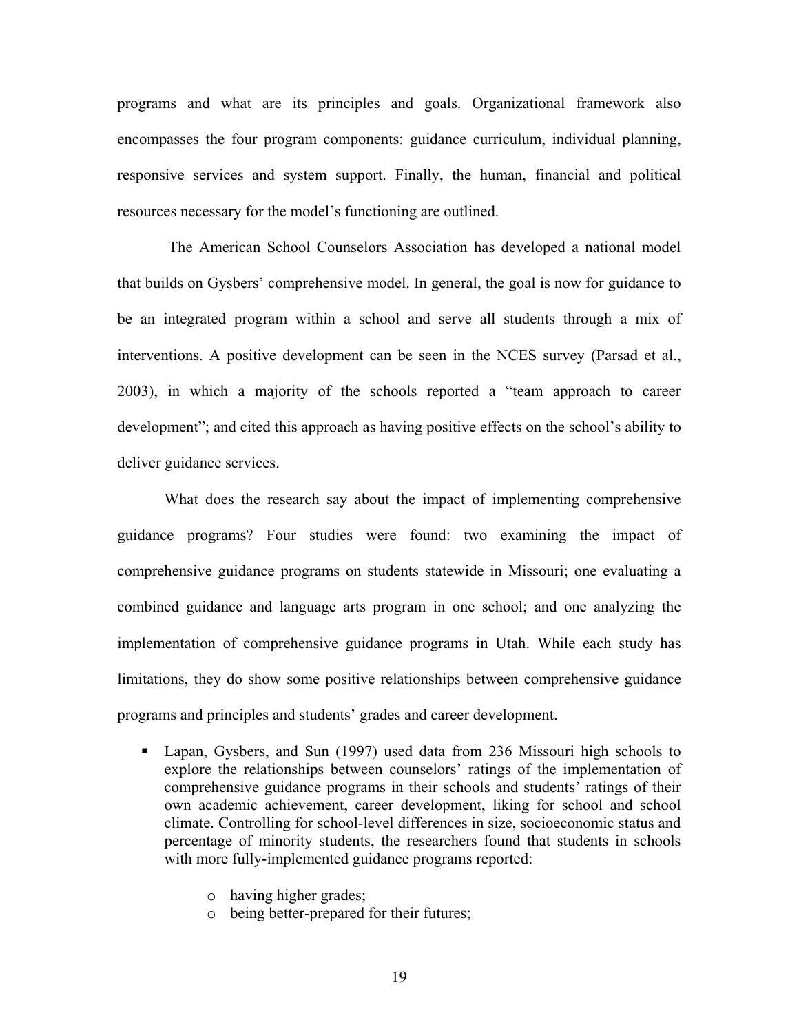programs and what are its principles and goals. Organizational framework also encompasses the four program components: guidance curriculum, individual planning, responsive services and system support. Finally, the human, financial and political resources necessary for the model's functioning are outlined.

The American School Counselors Association has developed a national model that builds on Gysbers' comprehensive model. In general, the goal is now for guidance to be an integrated program within a school and serve all students through a mix of interventions. A positive development can be seen in the NCES survey (Parsad et al., 2003), in which a majority of the schools reported a "team approach to career development"; and cited this approach as having positive effects on the school's ability to deliver guidance services.

What does the research say about the impact of implementing comprehensive guidance programs? Four studies were found: two examining the impact of comprehensive guidance programs on students statewide in Missouri; one evaluating a combined guidance and language arts program in one school; and one analyzing the implementation of comprehensive guidance programs in Utah. While each study has limitations, they do show some positive relationships between comprehensive guidance programs and principles and students' grades and career development.

- Lapan, Gysbers, and Sun (1997) used data from 236 Missouri high schools to explore the relationships between counselors' ratings of the implementation of comprehensive guidance programs in their schools and students' ratings of their own academic achievement, career development, liking for school and school climate. Controlling for school-level differences in size, socioeconomic status and percentage of minority students, the researchers found that students in schools with more fully-implemented guidance programs reported:
  - having higher grades;
  - being better-prepared for their futures;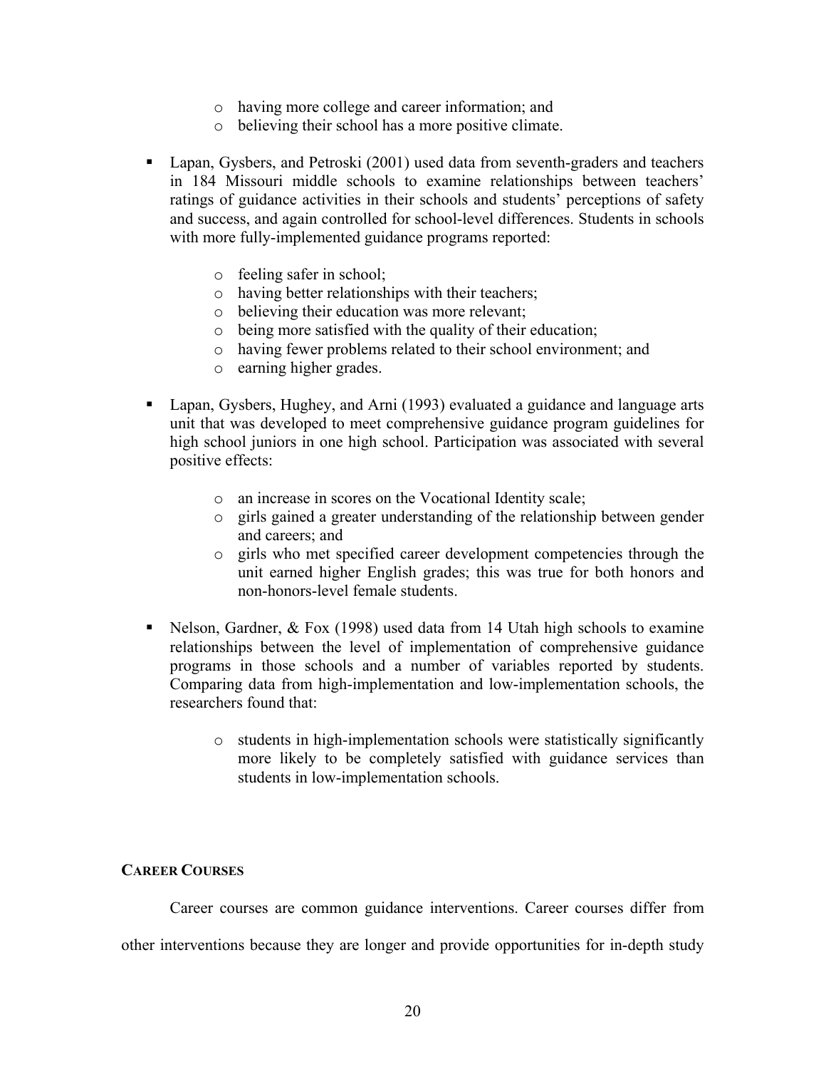- having more college and career information; and
  - believing their school has a more positive climate.

- Lapan, Gysbers, and Petroski (2001) used data from seventh-graders and teachers in 184 Missouri middle schools to examine relationships between teachers' ratings of guidance activities in their schools and students' perceptions of safety and success, and again controlled for school-level differences. Students in schools with more fully-implemented guidance programs reported:

  - feeling safer in school;
  - having better relationships with their teachers;
  - believing their education was more relevant;
  - being more satisfied with the quality of their education;
  - having fewer problems related to their school environment; and
  - earning higher grades.

- Lapan, Gysbers, Hughey, and Arni (1993) evaluated a guidance and language arts unit that was developed to meet comprehensive guidance program guidelines for high school juniors in one high school. Participation was associated with several positive effects:

  - an increase in scores on the Vocational Identity scale;
  - girls gained a greater understanding of the relationship between gender and careers; and
  - girls who met specified career development competencies through the unit earned higher English grades; this was true for both honors and non-honors-level female students.

- Nelson, Gardner, & Fox (1998) used data from 14 Utah high schools to examine relationships between the level of implementation of comprehensive guidance programs in those schools and a number of variables reported by students. Comparing data from high-implementation and low-implementation schools, the researchers found that:

  - students in high-implementation schools were statistically significantly more likely to be completely satisfied with guidance services than students in low-implementation schools.

#### CAREER COURSES

Career courses are common guidance interventions. Career courses differ from other interventions because they are longer and provide opportunities for in-depth study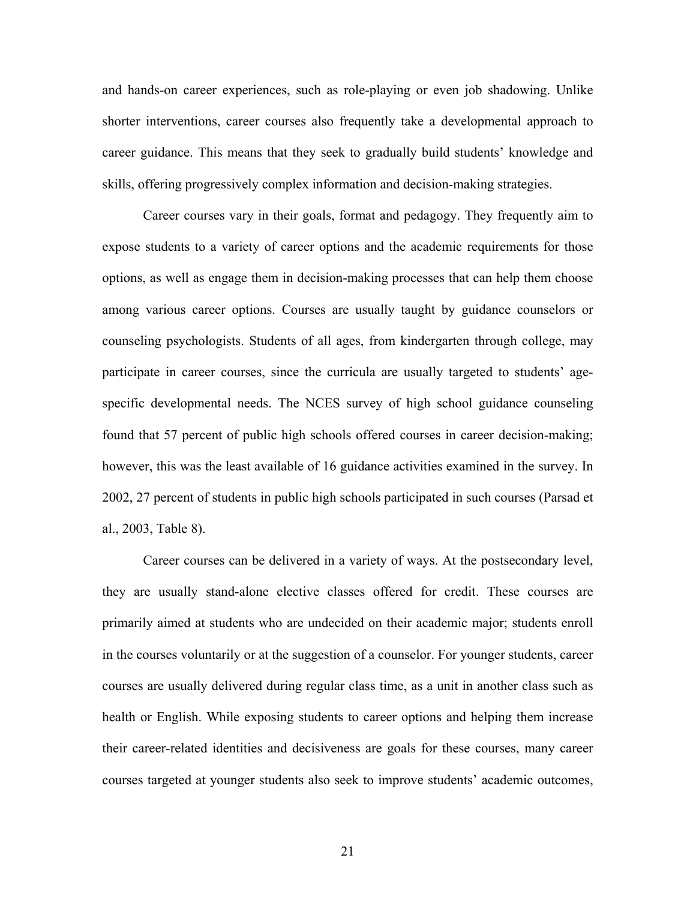and hands-on career experiences, such as role-playing or even job shadowing. Unlike shorter interventions, career courses also frequently take a developmental approach to career guidance. This means that they seek to gradually build students' knowledge and skills, offering progressively complex information and decision-making strategies.

Career courses vary in their goals, format and pedagogy. They frequently aim to expose students to a variety of career options and the academic requirements for those options, as well as engage them in decision-making processes that can help them choose among various career options. Courses are usually taught by guidance counselors or counseling psychologists. Students of all ages, from kindergarten through college, may participate in career courses, since the curricula are usually targeted to students' age-specific developmental needs. The NCES survey of high school guidance counseling found that 57 percent of public high schools offered courses in career decision-making; however, this was the least available of 16 guidance activities examined in the survey. In 2002, 27 percent of students in public high schools participated in such courses (Parsad et al., 2003, Table 8).

Career courses can be delivered in a variety of ways. At the postsecondary level, they are usually stand-alone elective classes offered for credit. These courses are primarily aimed at students who are undecided on their academic major; students enroll in the courses voluntarily or at the suggestion of a counselor. For younger students, career courses are usually delivered during regular class time, as a unit in another class such as health or English. While exposing students to career options and helping them increase their career-related identities and decisiveness are goals for these courses, many career courses targeted at younger students also seek to improve students' academic outcomes,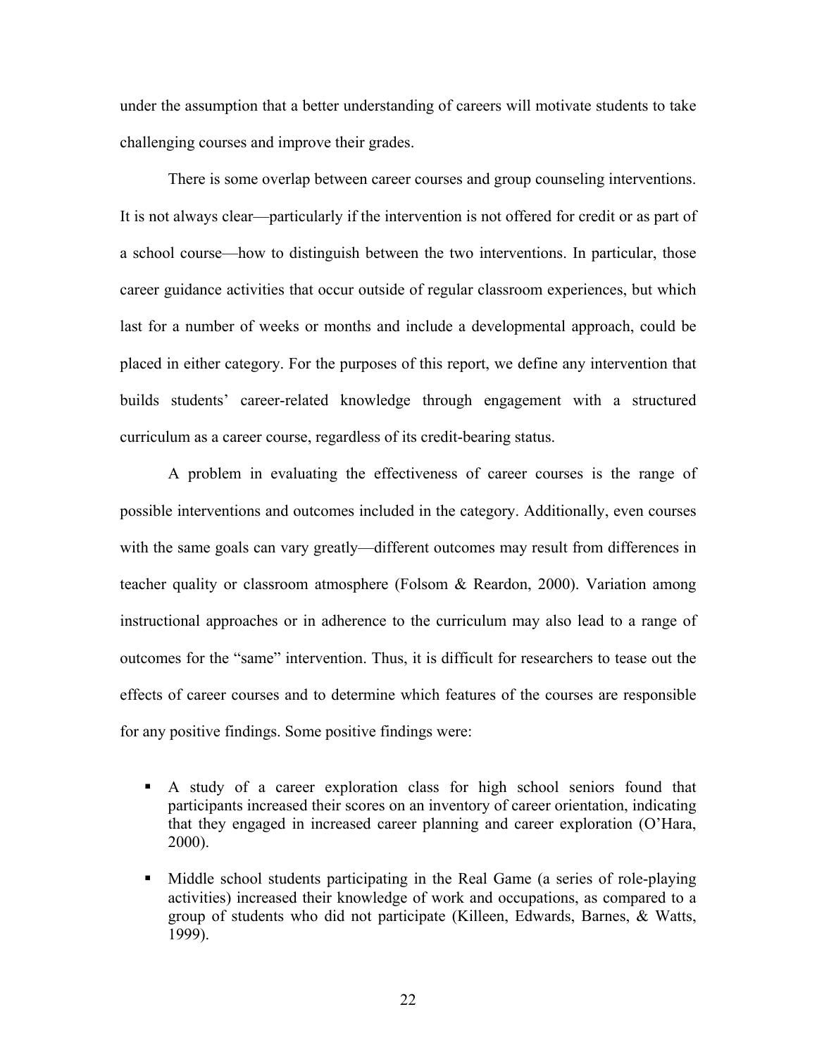under the assumption that a better understanding of careers will motivate students to take challenging courses and improve their grades.

There is some overlap between career courses and group counseling interventions. It is not always clear—particularly if the intervention is not offered for credit or as part of a school course—how to distinguish between the two interventions. In particular, those career guidance activities that occur outside of regular classroom experiences, but which last for a number of weeks or months and include a developmental approach, could be placed in either category. For the purposes of this report, we define any intervention that builds students' career-related knowledge through engagement with a structured curriculum as a career course, regardless of its credit-bearing status.

A problem in evaluating the effectiveness of career courses is the range of possible interventions and outcomes included in the category. Additionally, even courses with the same goals can vary greatly—different outcomes may result from differences in teacher quality or classroom atmosphere (Folsom & Reardon, 2000). Variation among instructional approaches or in adherence to the curriculum may also lead to a range of outcomes for the "same" intervention. Thus, it is difficult for researchers to tease out the effects of career courses and to determine which features of the courses are responsible for any positive findings. Some positive findings were:

- A study of a career exploration class for high school seniors found that participants increased their scores on an inventory of career orientation, indicating that they engaged in increased career planning and career exploration (O'Hara, 2000).
- Middle school students participating in the Real Game (a series of role-playing activities) increased their knowledge of work and occupations, as compared to a group of students who did not participate (Killeen, Edwards, Barnes, & Watts, 1999).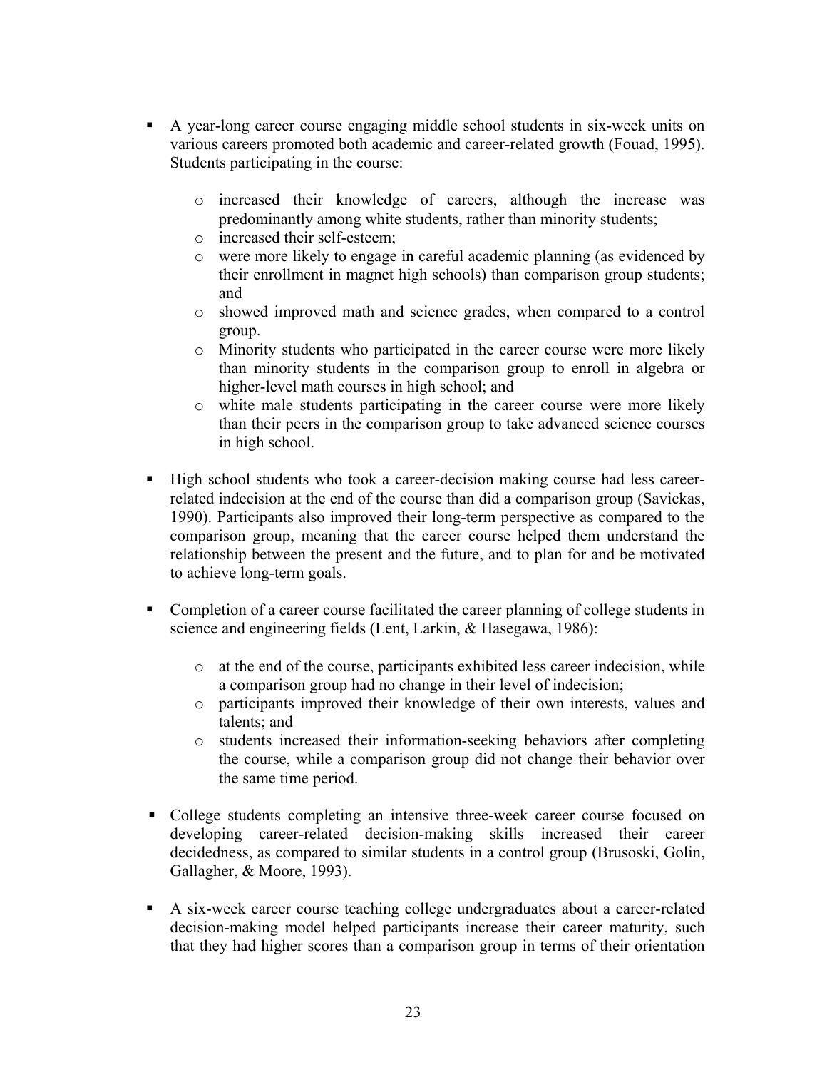- A year-long career course engaging middle school students in six-week units on various careers promoted both academic and career-related growth (Fouad, 1995). Students participating in the course:

  - increased their knowledge of careers, although the increase was predominantly among white students, rather than minority students;
  - increased their self-esteem;
  - were more likely to engage in careful academic planning (as evidenced by their enrollment in magnet high schools) than comparison group students; and
  - showed improved math and science grades, when compared to a control group.
  - Minority students who participated in the career course were more likely than minority students in the comparison group to enroll in algebra or higher-level math courses in high school; and
  - white male students participating in the career course were more likely than their peers in the comparison group to take advanced science courses in high school.

- High school students who took a career-decision making course had less career-related indecision at the end of the course than did a comparison group (Savickas, 1990). Participants also improved their long-term perspective as compared to the comparison group, meaning that the career course helped them understand the relationship between the present and the future, and to plan for and be motivated to achieve long-term goals.

- Completion of a career course facilitated the career planning of college students in science and engineering fields (Lent, Larkin, & Hasegawa, 1986):

  - at the end of the course, participants exhibited less career indecision, while a comparison group had no change in their level of indecision;
  - participants improved their knowledge of their own interests, values and talents; and
  - students increased their information-seeking behaviors after completing the course, while a comparison group did not change their behavior over the same time period.

- College students completing an intensive three-week career course focused on developing career-related decision-making skills increased their career decidedness, as compared to similar students in a control group (Brusoski, Golin, Gallagher, & Moore, 1993).

- A six-week career course teaching college undergraduates about a career-related decision-making model helped participants increase their career maturity, such that they had higher scores than a comparison group in terms of their orientation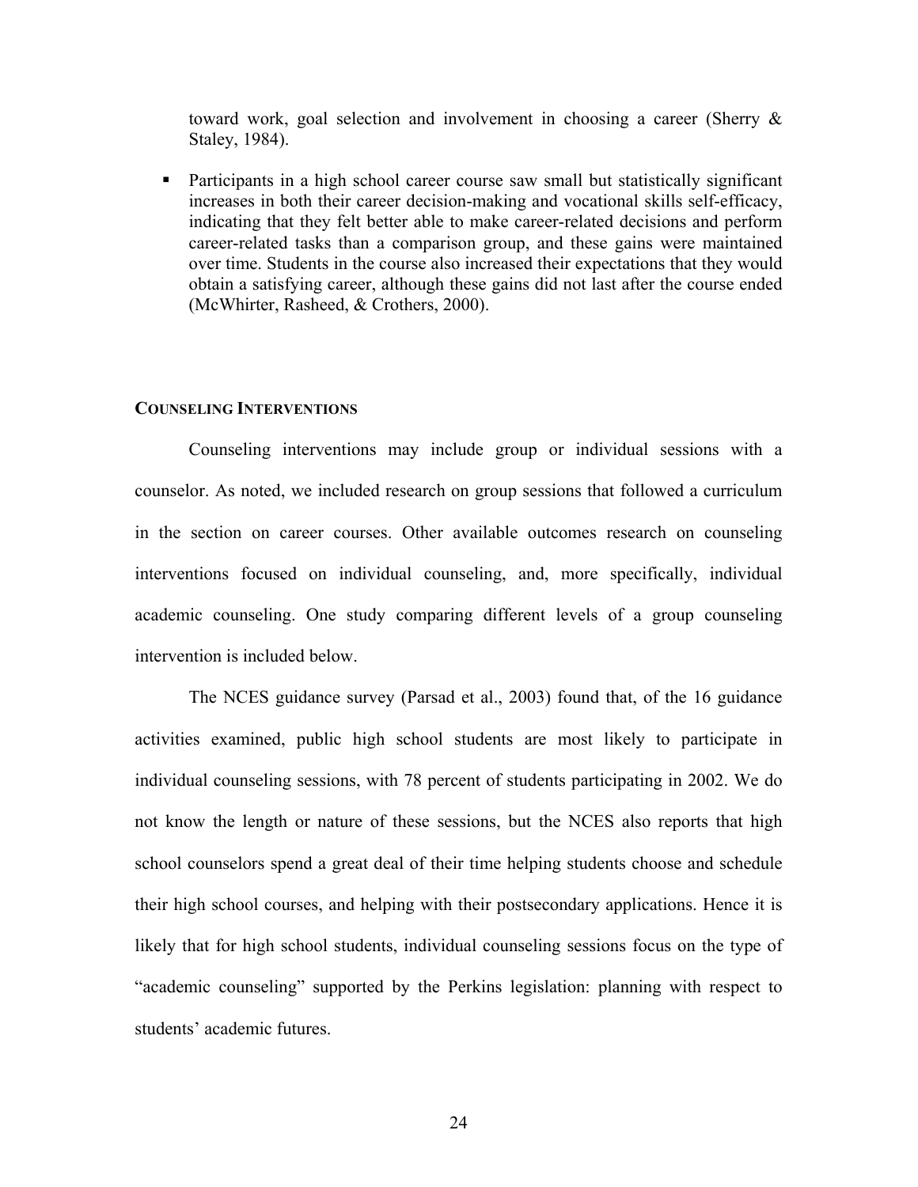toward work, goal selection and involvement in choosing a career (Sherry & Staley, 1984).

- Participants in a high school career course saw small but statistically significant increases in both their career decision-making and vocational skills self-efficacy, indicating that they felt better able to make career-related decisions and perform career-related tasks than a comparison group, and these gains were maintained over time. Students in the course also increased their expectations that they would obtain a satisfying career, although these gains did not last after the course ended (McWhirter, Rasheed, & Crothers, 2000).

## COUNSELING INTERVENTIONS

Counseling interventions may include group or individual sessions with a counselor. As noted, we included research on group sessions that followed a curriculum in the section on career courses. Other available outcomes research on counseling interventions focused on individual counseling, and, more specifically, individual academic counseling. One study comparing different levels of a group counseling intervention is included below.

The NCES guidance survey (Parsad et al., 2003) found that, of the 16 guidance activities examined, public high school students are most likely to participate in individual counseling sessions, with 78 percent of students participating in 2002. We do not know the length or nature of these sessions, but the NCES also reports that high school counselors spend a great deal of their time helping students choose and schedule their high school courses, and helping with their postsecondary applications. Hence it is likely that for high school students, individual counseling sessions focus on the type of "academic counseling" supported by the Perkins legislation: planning with respect to students' academic futures.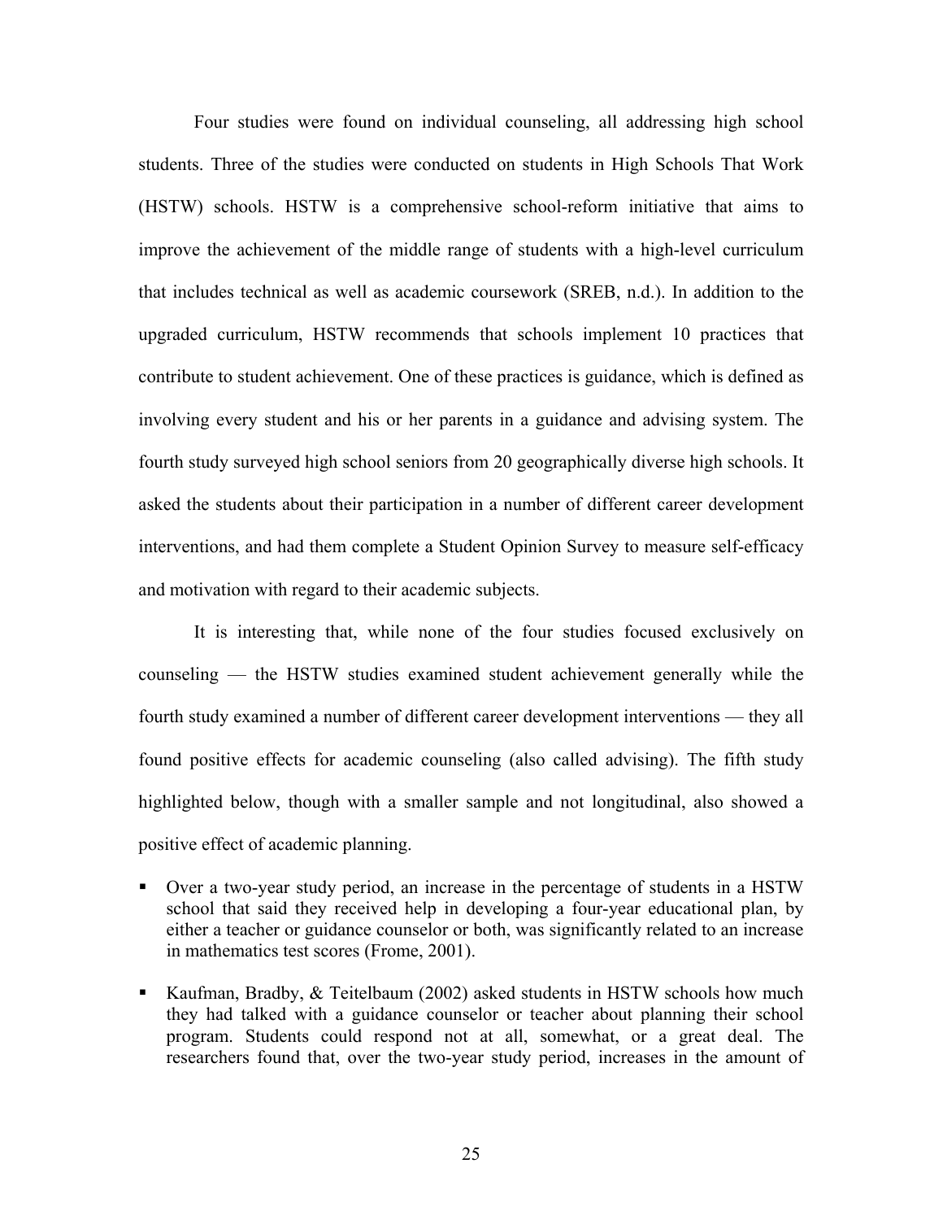Four studies were found on individual counseling, all addressing high school students. Three of the studies were conducted on students in High Schools That Work (HSTW) schools. HSTW is a comprehensive school-reform initiative that aims to improve the achievement of the middle range of students with a high-level curriculum that includes technical as well as academic coursework (SREB, n.d.). In addition to the upgraded curriculum, HSTW recommends that schools implement 10 practices that contribute to student achievement. One of these practices is guidance, which is defined as involving every student and his or her parents in a guidance and advising system. The fourth study surveyed high school seniors from 20 geographically diverse high schools. It asked the students about their participation in a number of different career development interventions, and had them complete a Student Opinion Survey to measure self-efficacy and motivation with regard to their academic subjects.

It is interesting that, while none of the four studies focused exclusively on counseling — the HSTW studies examined student achievement generally while the fourth study examined a number of different career development interventions — they all found positive effects for academic counseling (also called advising). The fifth study highlighted below, though with a smaller sample and not longitudinal, also showed a positive effect of academic planning.

- Over a two-year study period, an increase in the percentage of students in a HSTW school that said they received help in developing a four-year educational plan, by either a teacher or guidance counselor or both, was significantly related to an increase in mathematics test scores (Frome, 2001).
- Kaufman, Bradby, & Teitelbaum (2002) asked students in HSTW schools how much they had talked with a guidance counselor or teacher about planning their school program. Students could respond not at all, somewhat, or a great deal. The researchers found that, over the two-year study period, increases in the amount of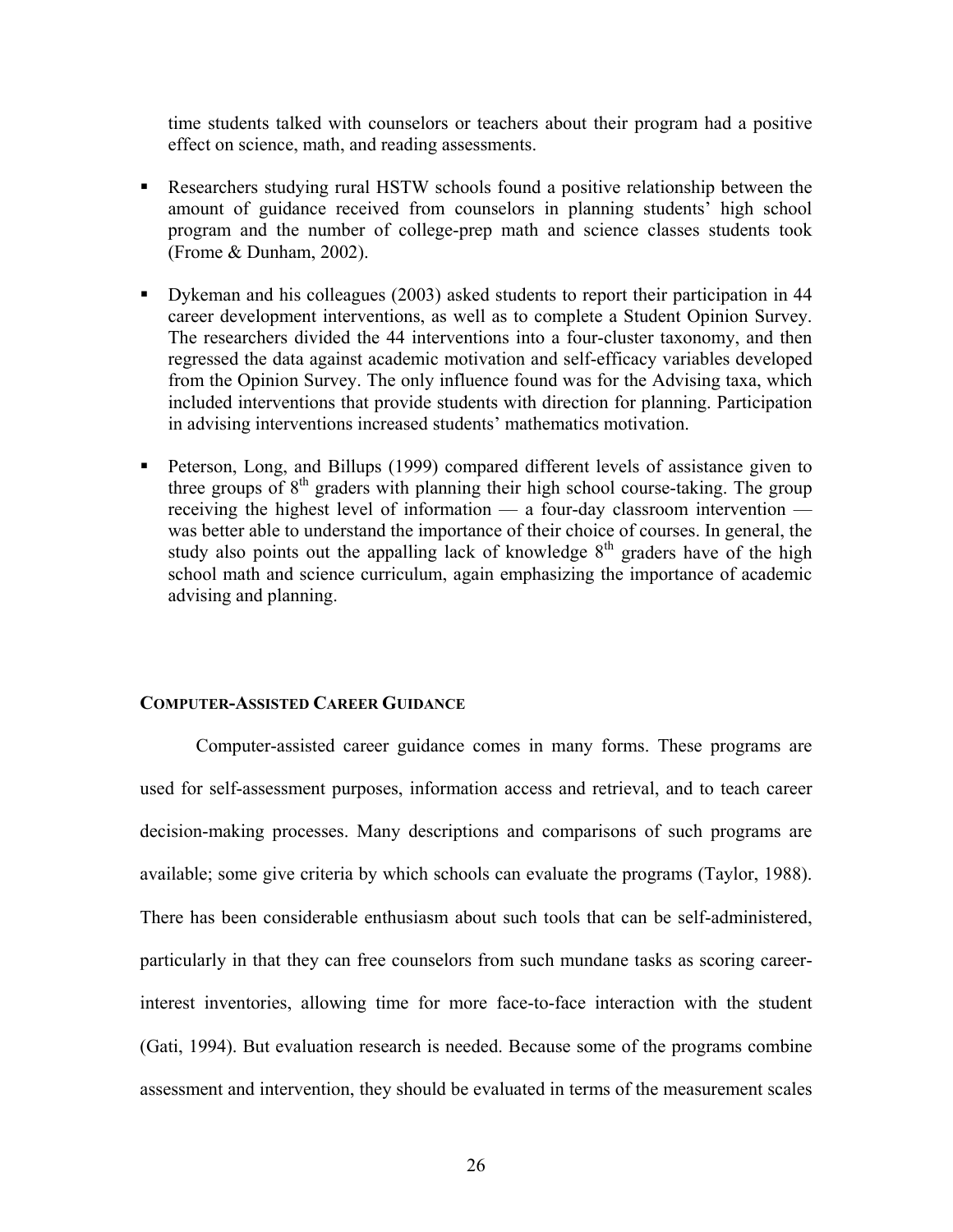time students talked with counselors or teachers about their program had a positive effect on science, math, and reading assessments.

- Researchers studying rural HSTW schools found a positive relationship between the amount of guidance received from counselors in planning students' high school program and the number of college-prep math and science classes students took (Frome & Dunham, 2002).

- Dykeman and his colleagues (2003) asked students to report their participation in 44 career development interventions, as well as to complete a Student Opinion Survey. The researchers divided the 44 interventions into a four-cluster taxonomy, and then regressed the data against academic motivation and self-efficacy variables developed from the Opinion Survey. The only influence found was for the Advising taxa, which included interventions that provide students with direction for planning. Participation in advising interventions increased students' mathematics motivation.

- Peterson, Long, and Billups (1999) compared different levels of assistance given to three groups of 8th graders with planning their high school course-taking. The group receiving the highest level of information — a four-day classroom intervention — was better able to understand the importance of their choice of courses. In general, the study also points out the appalling lack of knowledge 8th graders have of the high school math and science curriculum, again emphasizing the importance of academic advising and planning.

#### COMPUTER-ASSISTED CAREER GUIDANCE

Computer-assisted career guidance comes in many forms. These programs are used for self-assessment purposes, information access and retrieval, and to teach career decision-making processes. Many descriptions and comparisons of such programs are available; some give criteria by which schools can evaluate the programs (Taylor, 1988). There has been considerable enthusiasm about such tools that can be self-administered, particularly in that they can free counselors from such mundane tasks as scoring career-interest inventories, allowing time for more face-to-face interaction with the student (Gati, 1994). But evaluation research is needed. Because some of the programs combine assessment and intervention, they should be evaluated in terms of the measurement scales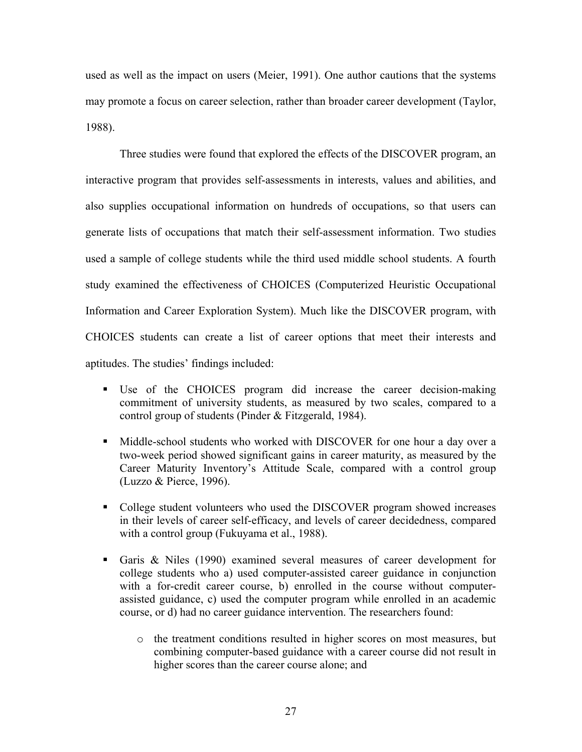used as well as the impact on users (Meier, 1991). One author cautions that the systems may promote a focus on career selection, rather than broader career development (Taylor, 1988).

Three studies were found that explored the effects of the DISCOVER program, an interactive program that provides self-assessments in interests, values and abilities, and also supplies occupational information on hundreds of occupations, so that users can generate lists of occupations that match their self-assessment information. Two studies used a sample of college students while the third used middle school students. A fourth study examined the effectiveness of CHOICES (Computerized Heuristic Occupational Information and Career Exploration System). Much like the DISCOVER program, with CHOICES students can create a list of career options that meet their interests and aptitudes. The studies' findings included:

- Use of the CHOICES program did increase the career decision-making commitment of university students, as measured by two scales, compared to a control group of students (Pinder & Fitzgerald, 1984).
- Middle-school students who worked with DISCOVER for one hour a day over a two-week period showed significant gains in career maturity, as measured by the Career Maturity Inventory's Attitude Scale, compared with a control group (Luzzo & Pierce, 1996).
- College student volunteers who used the DISCOVER program showed increases in their levels of career self-efficacy, and levels of career decidedness, compared with a control group (Fukuyama et al., 1988).
- Garis & Niles (1990) examined several measures of career development for college students who a) used computer-assisted career guidance in conjunction with a for-credit career course, b) enrolled in the course without computer-assisted guidance, c) used the computer program while enrolled in an academic course, or d) had no career guidance intervention. The researchers found:
  - the treatment conditions resulted in higher scores on most measures, but combining computer-based guidance with a career course did not result in higher scores than the career course alone; and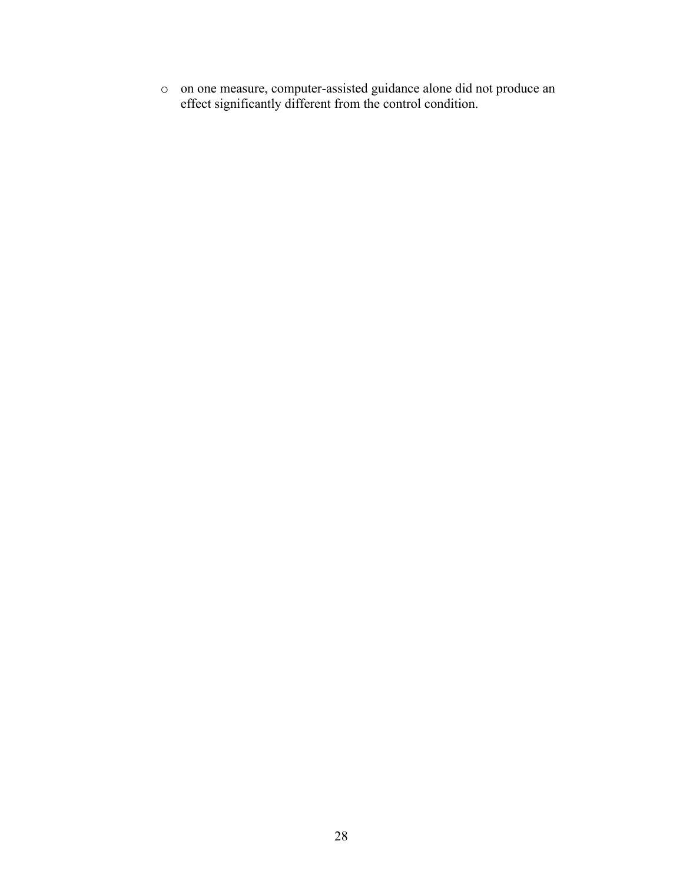- on one measure, computer-assisted guidance alone did not produce an effect significantly different from the control condition.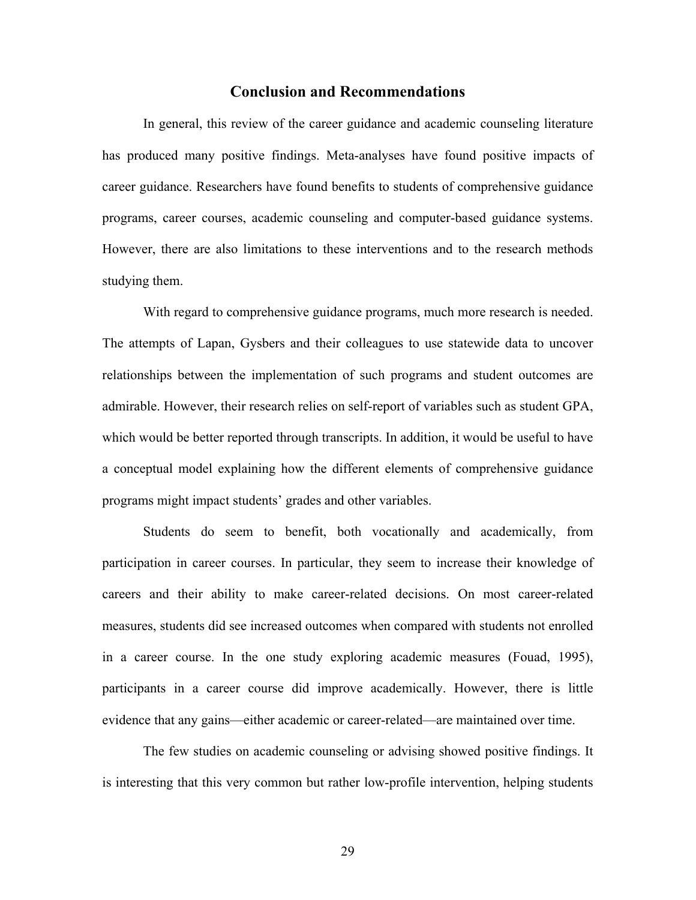## Conclusion and Recommendations

In general, this review of the career guidance and academic counseling literature has produced many positive findings. Meta-analyses have found positive impacts of career guidance. Researchers have found benefits to students of comprehensive guidance programs, career courses, academic counseling and computer-based guidance systems. However, there are also limitations to these interventions and to the research methods studying them.

With regard to comprehensive guidance programs, much more research is needed. The attempts of Lapan, Gysbers and their colleagues to use statewide data to uncover relationships between the implementation of such programs and student outcomes are admirable. However, their research relies on self-report of variables such as student GPA, which would be better reported through transcripts. In addition, it would be useful to have a conceptual model explaining how the different elements of comprehensive guidance programs might impact students' grades and other variables.

Students do seem to benefit, both vocationally and academically, from participation in career courses. In particular, they seem to increase their knowledge of careers and their ability to make career-related decisions. On most career-related measures, students did see increased outcomes when compared with students not enrolled in a career course. In the one study exploring academic measures (Fouad, 1995), participants in a career course did improve academically. However, there is little evidence that any gains—either academic or career-related—are maintained over time.

The few studies on academic counseling or advising showed positive findings. It is interesting that this very common but rather low-profile intervention, helping students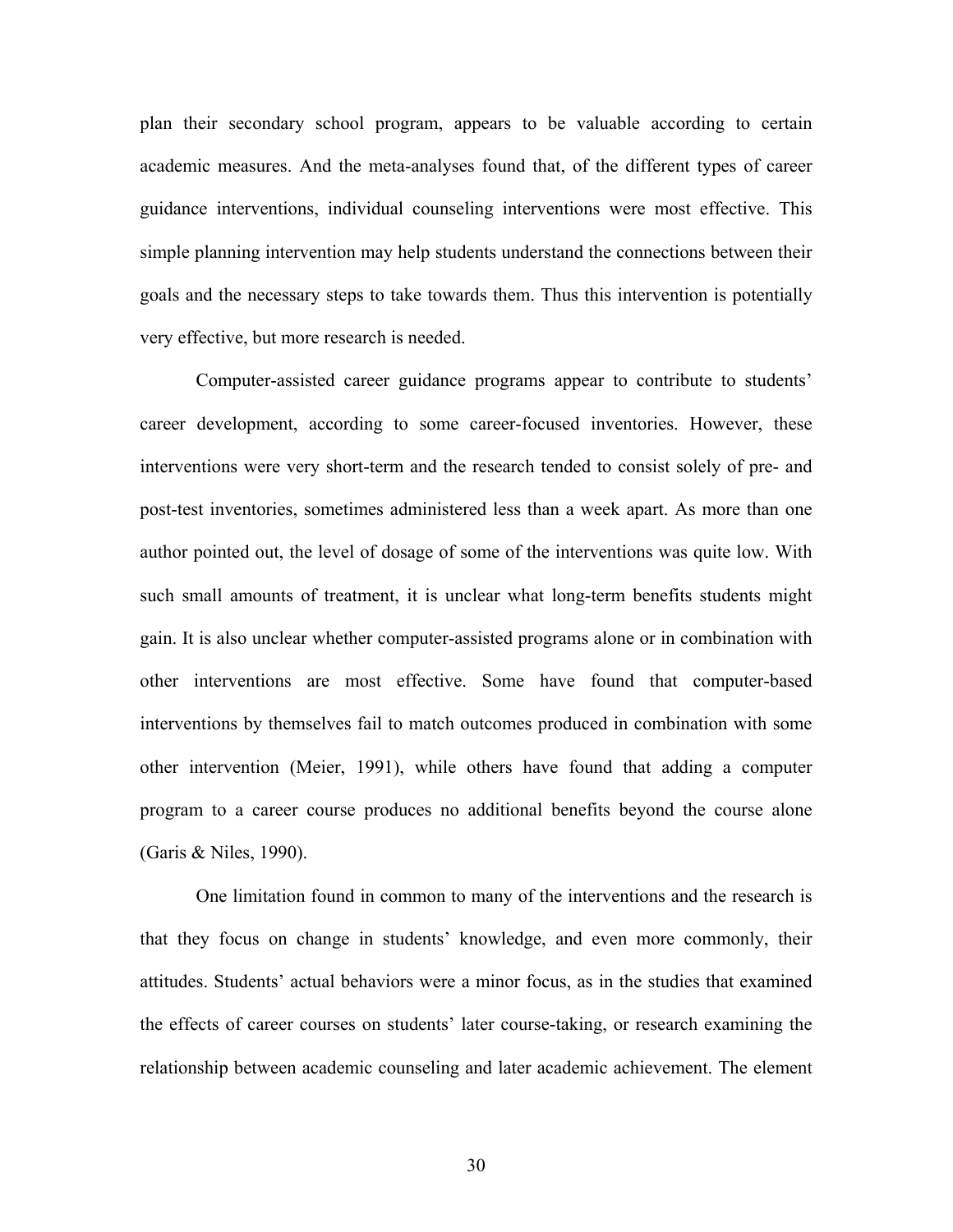plan their secondary school program, appears to be valuable according to certain academic measures. And the meta-analyses found that, of the different types of career guidance interventions, individual counseling interventions were most effective. This simple planning intervention may help students understand the connections between their goals and the necessary steps to take towards them. Thus this intervention is potentially very effective, but more research is needed.

Computer-assisted career guidance programs appear to contribute to students' career development, according to some career-focused inventories. However, these interventions were very short-term and the research tended to consist solely of pre- and post-test inventories, sometimes administered less than a week apart. As more than one author pointed out, the level of dosage of some of the interventions was quite low. With such small amounts of treatment, it is unclear what long-term benefits students might gain. It is also unclear whether computer-assisted programs alone or in combination with other interventions are most effective. Some have found that computer-based interventions by themselves fail to match outcomes produced in combination with some other intervention (Meier, 1991), while others have found that adding a computer program to a career course produces no additional benefits beyond the course alone (Garis & Niles, 1990).

One limitation found in common to many of the interventions and the research is that they focus on change in students' knowledge, and even more commonly, their attitudes. Students' actual behaviors were a minor focus, as in the studies that examined the effects of career courses on students' later course-taking, or research examining the relationship between academic counseling and later academic achievement. The element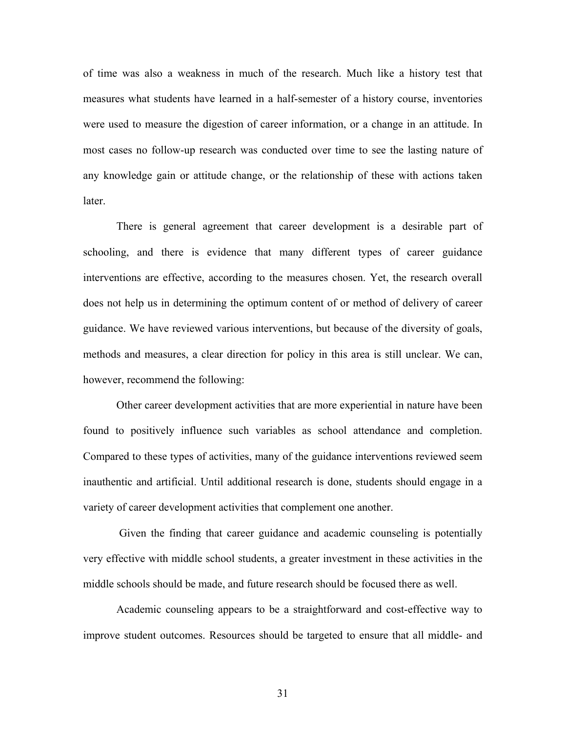of time was also a weakness in much of the research. Much like a history test that measures what students have learned in a half-semester of a history course, inventories were used to measure the digestion of career information, or a change in an attitude. In most cases no follow-up research was conducted over time to see the lasting nature of any knowledge gain or attitude change, or the relationship of these with actions taken later.

There is general agreement that career development is a desirable part of schooling, and there is evidence that many different types of career guidance interventions are effective, according to the measures chosen. Yet, the research overall does not help us in determining the optimum content of or method of delivery of career guidance. We have reviewed various interventions, but because of the diversity of goals, methods and measures, a clear direction for policy in this area is still unclear. We can, however, recommend the following:

Other career development activities that are more experiential in nature have been found to positively influence such variables as school attendance and completion. Compared to these types of activities, many of the guidance interventions reviewed seem inauthentic and artificial. Until additional research is done, students should engage in a variety of career development activities that complement one another.

Given the finding that career guidance and academic counseling is potentially very effective with middle school students, a greater investment in these activities in the middle schools should be made, and future research should be focused there as well.

Academic counseling appears to be a straightforward and cost-effective way to improve student outcomes. Resources should be targeted to ensure that all middle- and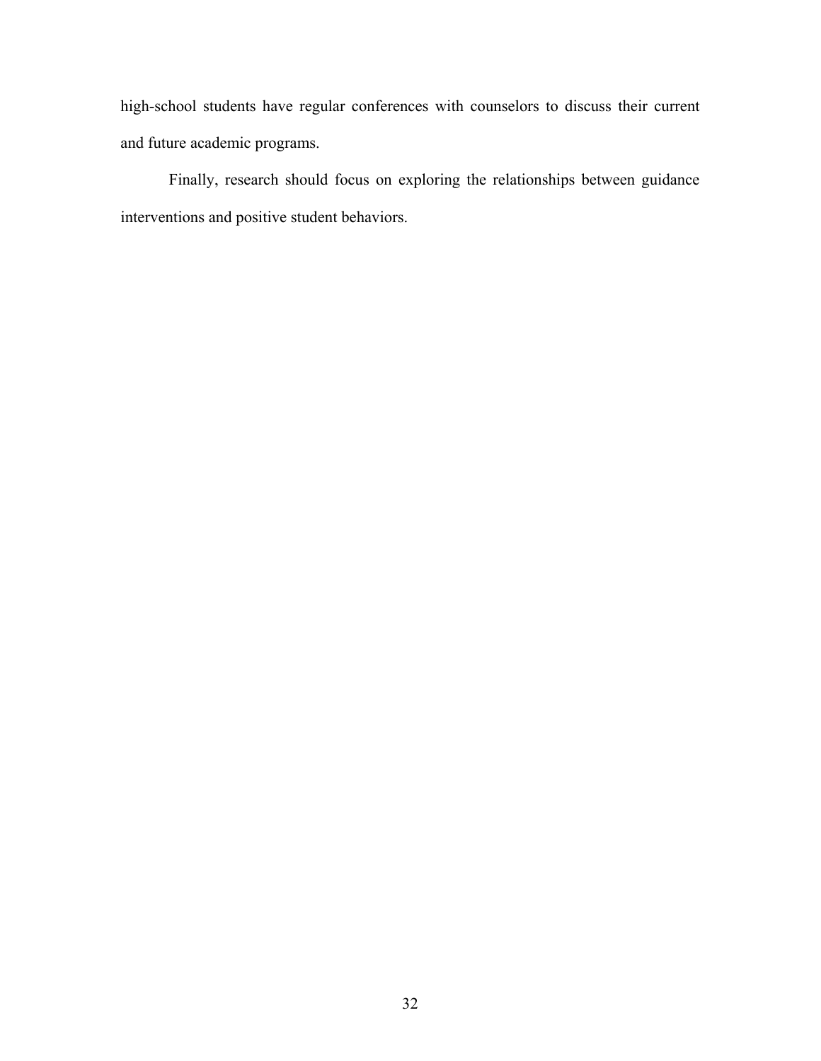high-school students have regular conferences with counselors to discuss their current and future academic programs.

Finally, research should focus on exploring the relationships between guidance interventions and positive student behaviors.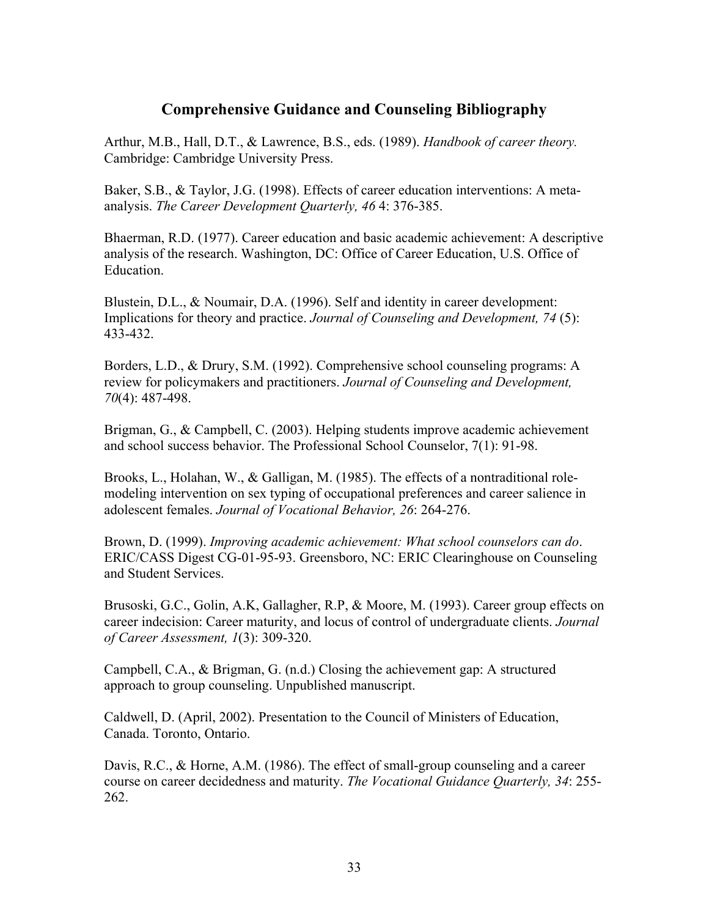## Comprehensive Guidance and Counseling Bibliography

Arthur, M.B., Hall, D.T., & Lawrence, B.S., eds. (1989). *Handbook of career theory.* Cambridge: Cambridge University Press.

Baker, S.B., & Taylor, J.G. (1998). Effects of career education interventions: A meta-analysis. *The Career Development Quarterly, 46* 4: 376-385.

Bhaerman, R.D. (1977). Career education and basic academic achievement: A descriptive analysis of the research. Washington, DC: Office of Career Education, U.S. Office of Education.

Blustein, D.L., & Noumair, D.A. (1996). Self and identity in career development: Implications for theory and practice. *Journal of Counseling and Development, 74* (5): 433-432.

Borders, L.D., & Drury, S.M. (1992). Comprehensive school counseling programs: A review for policymakers and practitioners. *Journal of Counseling and Development, 70*(4): 487-498.

Brigman, G., & Campbell, C. (2003). Helping students improve academic achievement and school success behavior. The Professional School Counselor, 7(1): 91-98.

Brooks, L., Holahan, W., & Galligan, M. (1985). The effects of a nontraditional role-modeling intervention on sex typing of occupational preferences and career salience in adolescent females. *Journal of Vocational Behavior, 26*: 264-276.

Brown, D. (1999). *Improving academic achievement: What school counselors can do*. ERIC/CASS Digest CG-01-95-93. Greensboro, NC: ERIC Clearinghouse on Counseling and Student Services.

Brusoski, G.C., Golin, A.K, Gallagher, R.P, & Moore, M. (1993). Career group effects on career indecision: Career maturity, and locus of control of undergraduate clients. *Journal of Career Assessment, 1*(3): 309-320.

Campbell, C.A., & Brigman, G. (n.d.) Closing the achievement gap: A structured approach to group counseling. Unpublished manuscript.

Caldwell, D. (April, 2002). Presentation to the Council of Ministers of Education, Canada. Toronto, Ontario.

Davis, R.C., & Horne, A.M. (1986). The effect of small-group counseling and a career course on career decidedness and maturity. *The Vocational Guidance Quarterly, 34*: 255-262.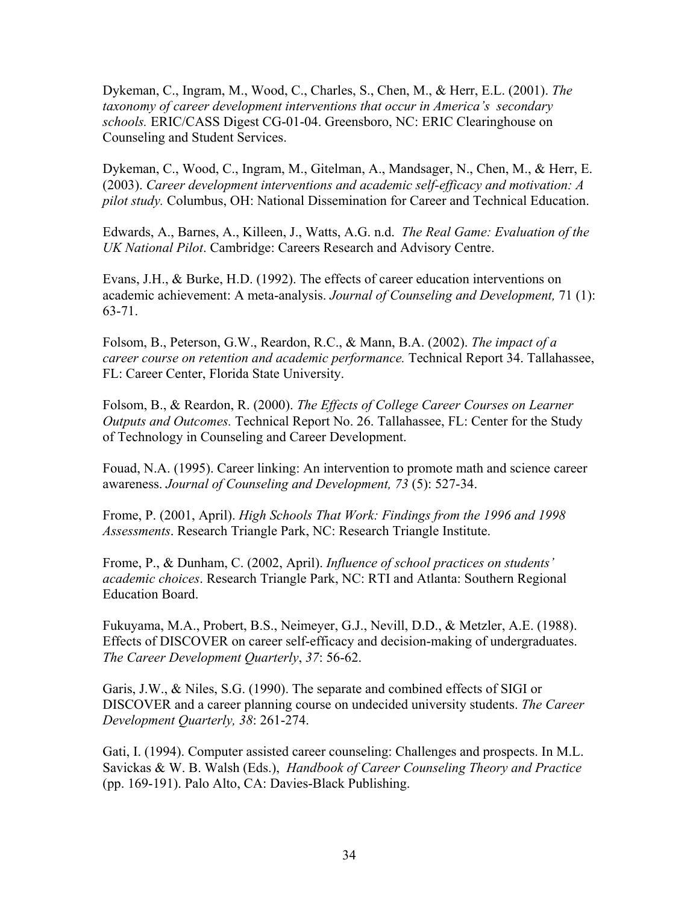Dykeman, C., Ingram, M., Wood, C., Charles, S., Chen, M., & Herr, E.L. (2001). *The taxonomy of career development interventions that occur in America's secondary schools.* ERIC/CASS Digest CG-01-04. Greensboro, NC: ERIC Clearinghouse on Counseling and Student Services.

Dykeman, C., Wood, C., Ingram, M., Gitelman, A., Mandsager, N., Chen, M., & Herr, E. (2003). *Career development interventions and academic self-efficacy and motivation: A pilot study.* Columbus, OH: National Dissemination for Career and Technical Education.

Edwards, A., Barnes, A., Killeen, J., Watts, A.G. n.d. *The Real Game: Evaluation of the UK National Pilot*. Cambridge: Careers Research and Advisory Centre.

Evans, J.H., & Burke, H.D. (1992). The effects of career education interventions on academic achievement: A meta-analysis. *Journal of Counseling and Development,* 71 (1): 63-71.

Folsom, B., Peterson, G.W., Reardon, R.C., & Mann, B.A. (2002). *The impact of a career course on retention and academic performance.* Technical Report 34. Tallahassee, FL: Career Center, Florida State University.

Folsom, B., & Reardon, R. (2000). *The Effects of College Career Courses on Learner Outputs and Outcomes.* Technical Report No. 26. Tallahassee, FL: Center for the Study of Technology in Counseling and Career Development.

Fouad, N.A. (1995). Career linking: An intervention to promote math and science career awareness. *Journal of Counseling and Development, 73* (5): 527-34.

Frome, P. (2001, April). *High Schools That Work: Findings from the 1996 and 1998 Assessments*. Research Triangle Park, NC: Research Triangle Institute.

Frome, P., & Dunham, C. (2002, April). *Influence of school practices on students' academic choices*. Research Triangle Park, NC: RTI and Atlanta: Southern Regional Education Board.

Fukuyama, M.A., Probert, B.S., Neimeyer, G.J., Nevill, D.D., & Metzler, A.E. (1988). Effects of DISCOVER on career self-efficacy and decision-making of undergraduates. *The Career Development Quarterly*, *37*: 56-62.

Garis, J.W., & Niles, S.G. (1990). The separate and combined effects of SIGI or DISCOVER and a career planning course on undecided university students. *The Career Development Quarterly, 38*: 261-274.

Gati, I. (1994). Computer assisted career counseling: Challenges and prospects. In M.L. Savickas & W. B. Walsh (Eds.), *Handbook of Career Counseling Theory and Practice* (pp. 169-191). Palo Alto, CA: Davies-Black Publishing.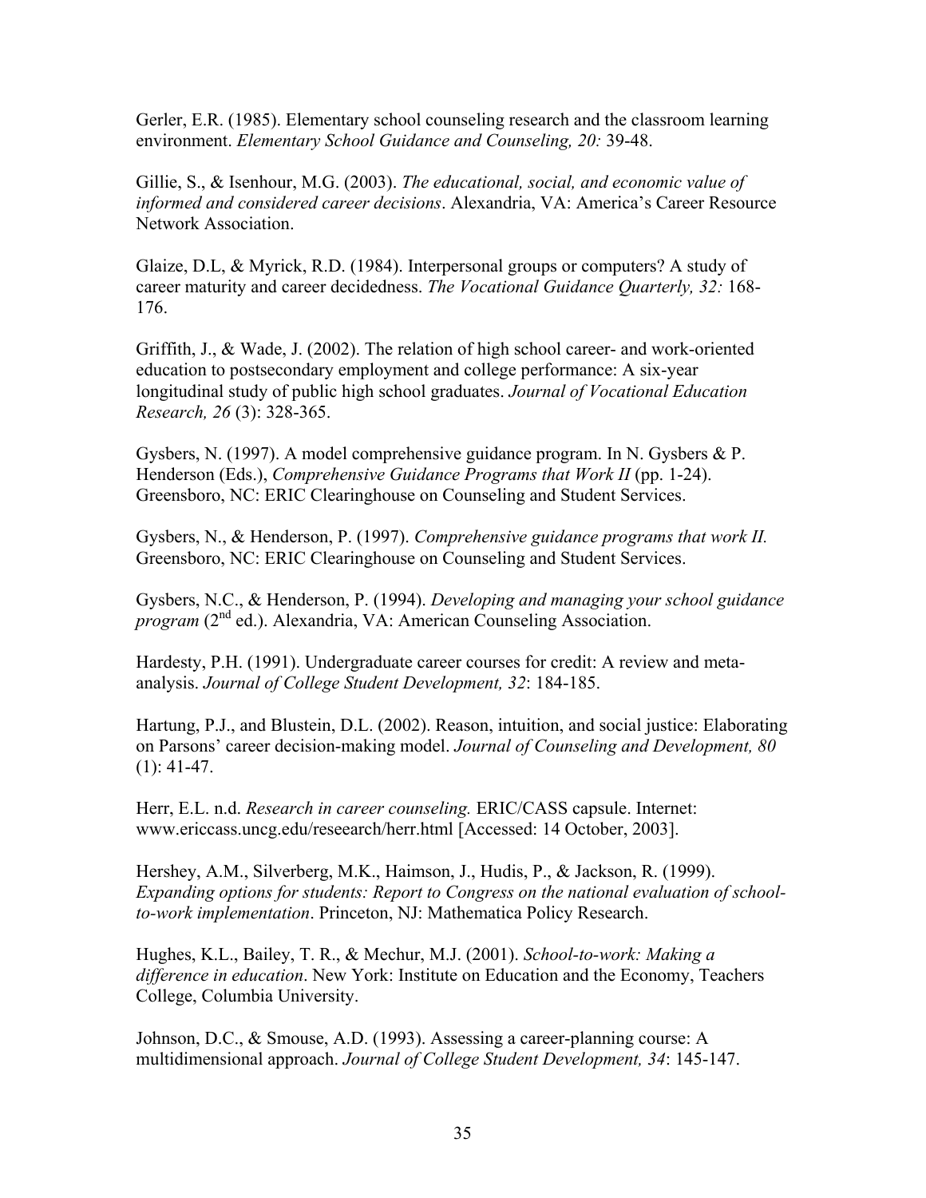Gerler, E.R. (1985). Elementary school counseling research and the classroom learning environment. *Elementary School Guidance and Counseling, 20:* 39-48.

Gillie, S., & Isenhour, M.G. (2003). *The educational, social, and economic value of informed and considered career decisions*. Alexandria, VA: America's Career Resource Network Association.

Glaize, D.L, & Myrick, R.D. (1984). Interpersonal groups or computers? A study of career maturity and career decidedness. *The Vocational Guidance Quarterly, 32:* 168-176.

Griffith, J., & Wade, J. (2002). The relation of high school career- and work-oriented education to postsecondary employment and college performance: A six-year longitudinal study of public high school graduates. *Journal of Vocational Education Research, 26* (3): 328-365.

Gysbers, N. (1997). A model comprehensive guidance program. In N. Gysbers & P. Henderson (Eds.), *Comprehensive Guidance Programs that Work II* (pp. 1-24). Greensboro, NC: ERIC Clearinghouse on Counseling and Student Services.

Gysbers, N., & Henderson, P. (1997). *Comprehensive guidance programs that work II.* Greensboro, NC: ERIC Clearinghouse on Counseling and Student Services.

Gysbers, N.C., & Henderson, P. (1994). *Developing and managing your school guidance program* (2nd ed.). Alexandria, VA: American Counseling Association.

Hardesty, P.H. (1991). Undergraduate career courses for credit: A review and meta-analysis. *Journal of College Student Development, 32*: 184-185.

Hartung, P.J., and Blustein, D.L. (2002). Reason, intuition, and social justice: Elaborating on Parsons' career decision-making model. *Journal of Counseling and Development, 80* (1): 41-47.

Herr, E.L. n.d. *Research in career counseling.* ERIC/CASS capsule. Internet: www.ericcass.uncg.edu/reseearch/herr.html [Accessed: 14 October, 2003].

Hershey, A.M., Silverberg, M.K., Haimson, J., Hudis, P., & Jackson, R. (1999). *Expanding options for students: Report to Congress on the national evaluation of school-to-work implementation*. Princeton, NJ: Mathematica Policy Research.

Hughes, K.L., Bailey, T. R., & Mechur, M.J. (2001). *School-to-work: Making a difference in education*. New York: Institute on Education and the Economy, Teachers College, Columbia University.

Johnson, D.C., & Smouse, A.D. (1993). Assessing a career-planning course: A multidimensional approach. *Journal of College Student Development, 34*: 145-147.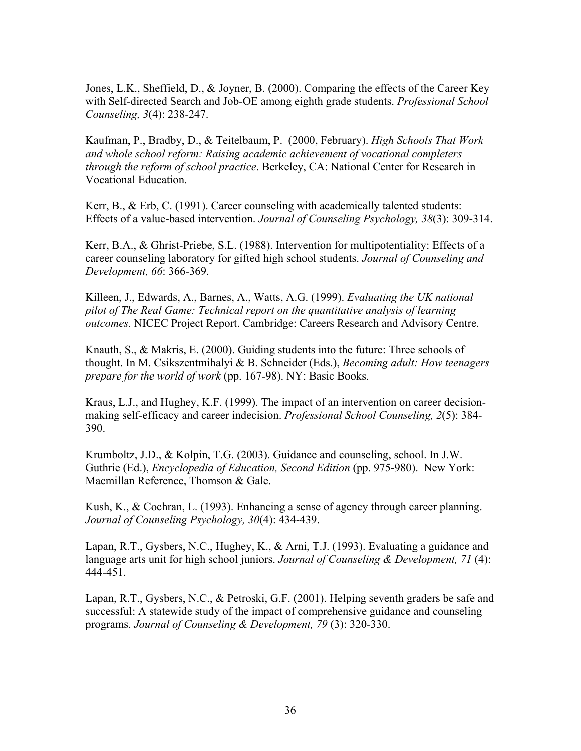Jones, L.K., Sheffield, D., & Joyner, B. (2000). Comparing the effects of the Career Key with Self-directed Search and Job-OE among eighth grade students. *Professional School Counseling, 3*(4): 238-247.

Kaufman, P., Bradby, D., & Teitelbaum, P. (2000, February). *High Schools That Work and whole school reform: Raising academic achievement of vocational completers through the reform of school practice*. Berkeley, CA: National Center for Research in Vocational Education.

Kerr, B., & Erb, C. (1991). Career counseling with academically talented students: Effects of a value-based intervention. *Journal of Counseling Psychology, 38*(3): 309-314.

Kerr, B.A., & Ghrist-Priebe, S.L. (1988). Intervention for multipotentiality: Effects of a career counseling laboratory for gifted high school students. *Journal of Counseling and Development, 66*: 366-369.

Killeen, J., Edwards, A., Barnes, A., Watts, A.G. (1999). *Evaluating the UK national pilot of The Real Game: Technical report on the quantitative analysis of learning outcomes.* NICEC Project Report. Cambridge: Careers Research and Advisory Centre.

Knauth, S., & Makris, E. (2000). Guiding students into the future: Three schools of thought. In M. Csikszentmihalyi & B. Schneider (Eds.), *Becoming adult: How teenagers prepare for the world of work* (pp. 167-98). NY: Basic Books.

Kraus, L.J., and Hughey, K.F. (1999). The impact of an intervention on career decision-making self-efficacy and career indecision. *Professional School Counseling, 2*(5): 384-390.

Krumboltz, J.D., & Kolpin, T.G. (2003). Guidance and counseling, school. In J.W. Guthrie (Ed.), *Encyclopedia of Education, Second Edition* (pp. 975-980). New York: Macmillan Reference, Thomson & Gale.

Kush, K., & Cochran, L. (1993). Enhancing a sense of agency through career planning. *Journal of Counseling Psychology, 30*(4): 434-439.

Lapan, R.T., Gysbers, N.C., Hughey, K., & Arni, T.J. (1993). Evaluating a guidance and language arts unit for high school juniors. *Journal of Counseling & Development, 71* (4): 444-451.

Lapan, R.T., Gysbers, N.C., & Petroski, G.F. (2001). Helping seventh graders be safe and successful: A statewide study of the impact of comprehensive guidance and counseling programs. *Journal of Counseling & Development, 79* (3): 320-330.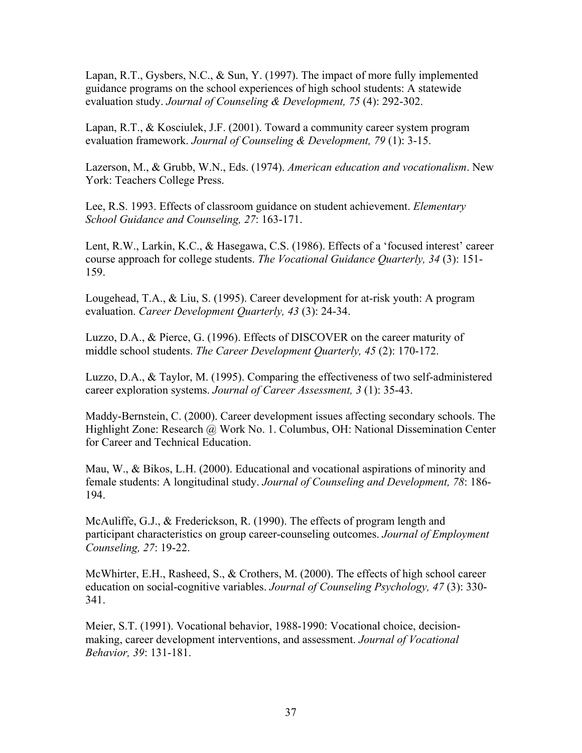Lapan, R.T., Gysbers, N.C., & Sun, Y. (1997). The impact of more fully implemented guidance programs on the school experiences of high school students: A statewide evaluation study. *Journal of Counseling & Development, 75* (4): 292-302.

Lapan, R.T., & Kosciulek, J.F. (2001). Toward a community career system program evaluation framework. *Journal of Counseling & Development, 79* (1): 3-15.

Lazerson, M., & Grubb, W.N., Eds. (1974). *American education and vocationalism*. New York: Teachers College Press.

Lee, R.S. 1993. Effects of classroom guidance on student achievement. *Elementary School Guidance and Counseling, 27*: 163-171.

Lent, R.W., Larkin, K.C., & Hasegawa, C.S. (1986). Effects of a 'focused interest' career course approach for college students. *The Vocational Guidance Quarterly, 34* (3): 151-159.

Lougehead, T.A., & Liu, S. (1995). Career development for at-risk youth: A program evaluation. *Career Development Quarterly, 43* (3): 24-34.

Luzzo, D.A., & Pierce, G. (1996). Effects of DISCOVER on the career maturity of middle school students. *The Career Development Quarterly, 45* (2): 170-172.

Luzzo, D.A., & Taylor, M. (1995). Comparing the effectiveness of two self-administered career exploration systems. *Journal of Career Assessment, 3* (1): 35-43.

Maddy-Bernstein, C. (2000). Career development issues affecting secondary schools. The Highlight Zone: Research @ Work No. 1. Columbus, OH: National Dissemination Center for Career and Technical Education.

Mau, W., & Bikos, L.H. (2000). Educational and vocational aspirations of minority and female students: A longitudinal study. *Journal of Counseling and Development, 78*: 186-194.

McAuliffe, G.J., & Frederickson, R. (1990). The effects of program length and participant characteristics on group career-counseling outcomes. *Journal of Employment Counseling, 27*: 19-22.

McWhirter, E.H., Rasheed, S., & Crothers, M. (2000). The effects of high school career education on social-cognitive variables. *Journal of Counseling Psychology, 47* (3): 330-341.

Meier, S.T. (1991). Vocational behavior, 1988-1990: Vocational choice, decision-making, career development interventions, and assessment. *Journal of Vocational Behavior, 39*: 131-181.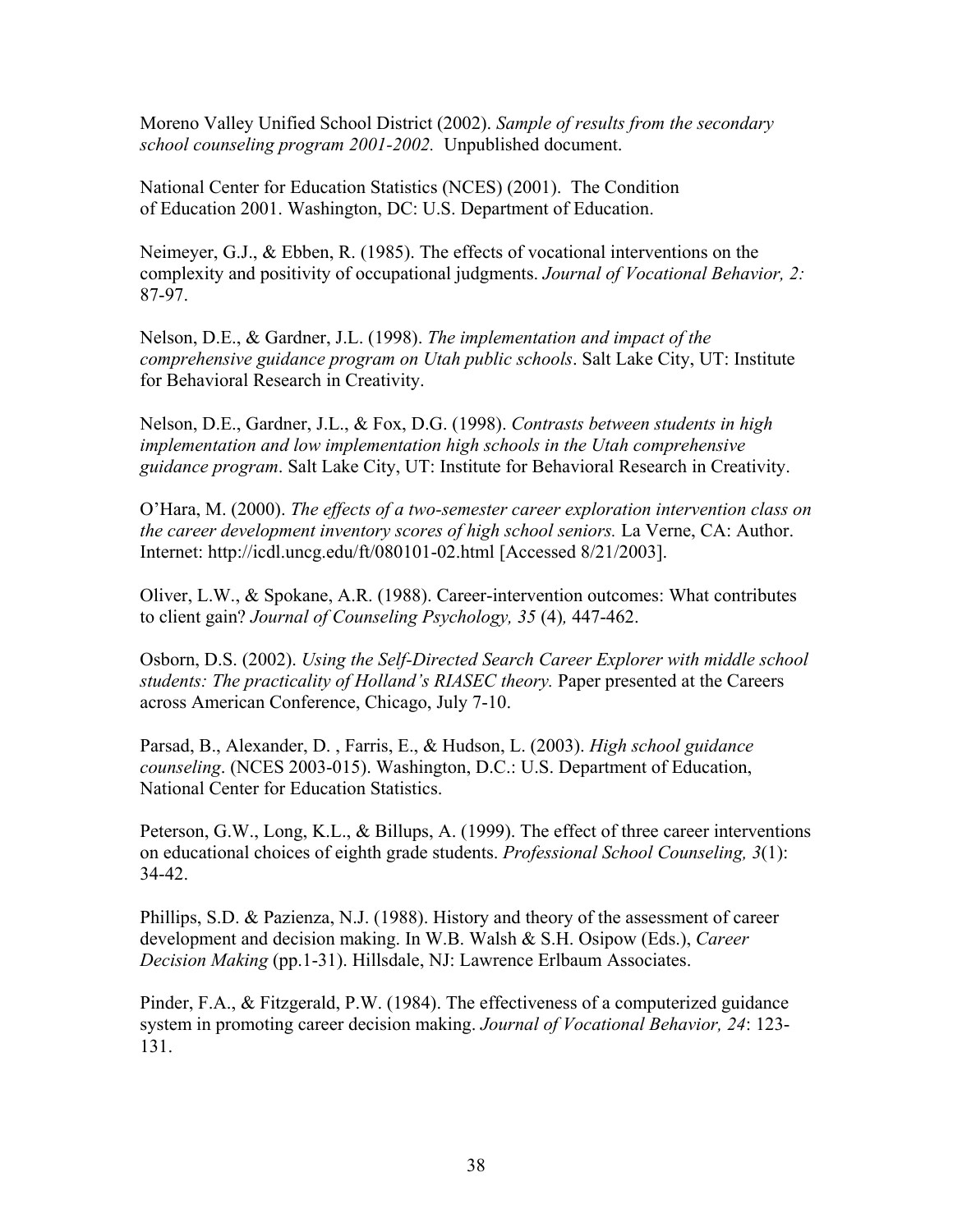Moreno Valley Unified School District (2002). *Sample of results from the secondary school counseling program 2001-2002.* Unpublished document.

National Center for Education Statistics (NCES) (2001). The Condition of Education 2001. Washington, DC: U.S. Department of Education.

Neimeyer, G.J., & Ebben, R. (1985). The effects of vocational interventions on the complexity and positivity of occupational judgments. *Journal of Vocational Behavior, 2:* 87-97.

Nelson, D.E., & Gardner, J.L. (1998). *The implementation and impact of the comprehensive guidance program on Utah public schools*. Salt Lake City, UT: Institute for Behavioral Research in Creativity.

Nelson, D.E., Gardner, J.L., & Fox, D.G. (1998). *Contrasts between students in high implementation and low implementation high schools in the Utah comprehensive guidance program*. Salt Lake City, UT: Institute for Behavioral Research in Creativity.

O'Hara, M. (2000). *The effects of a two-semester career exploration intervention class on the career development inventory scores of high school seniors.* La Verne, CA: Author. Internet: http://icdl.uncg.edu/ft/080101-02.html [Accessed 8/21/2003].

Oliver, L.W., & Spokane, A.R. (1988). Career-intervention outcomes: What contributes to client gain? *Journal of Counseling Psychology, 35* (4)*,* 447-462.

Osborn, D.S. (2002). *Using the Self-Directed Search Career Explorer with middle school students: The practicality of Holland's RIASEC theory.* Paper presented at the Careers across American Conference, Chicago, July 7-10.

Parsad, B., Alexander, D. , Farris, E., & Hudson, L. (2003). *High school guidance counseling*. (NCES 2003-015). Washington, D.C.: U.S. Department of Education, National Center for Education Statistics.

Peterson, G.W., Long, K.L., & Billups, A. (1999). The effect of three career interventions on educational choices of eighth grade students. *Professional School Counseling, 3*(1): 34-42.

Phillips, S.D. & Pazienza, N.J. (1988). History and theory of the assessment of career development and decision making. In W.B. Walsh & S.H. Osipow (Eds.), *Career Decision Making* (pp.1-31). Hillsdale, NJ: Lawrence Erlbaum Associates.

Pinder, F.A., & Fitzgerald, P.W. (1984). The effectiveness of a computerized guidance system in promoting career decision making. *Journal of Vocational Behavior, 24*: 123-131.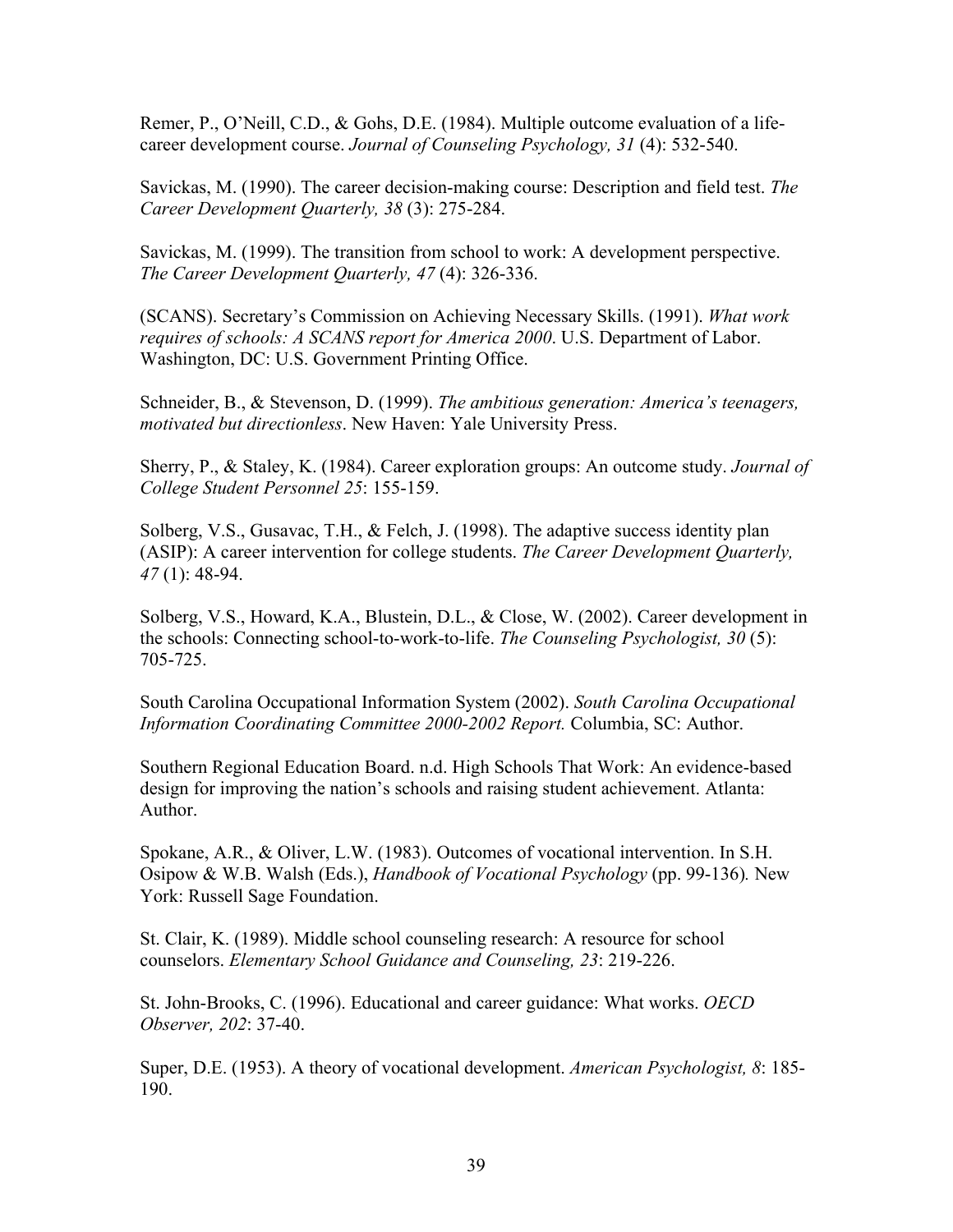Remer, P., O'Neill, C.D., & Gohs, D.E. (1984). Multiple outcome evaluation of a life-career development course. *Journal of Counseling Psychology, 31* (4): 532-540.

Savickas, M. (1990). The career decision-making course: Description and field test. *The Career Development Quarterly, 38* (3): 275-284.

Savickas, M. (1999). The transition from school to work: A development perspective. *The Career Development Quarterly, 47* (4): 326-336.

(SCANS). Secretary's Commission on Achieving Necessary Skills. (1991). *What work requires of schools: A SCANS report for America 2000*. U.S. Department of Labor. Washington, DC: U.S. Government Printing Office.

Schneider, B., & Stevenson, D. (1999). *The ambitious generation: America's teenagers, motivated but directionless*. New Haven: Yale University Press.

Sherry, P., & Staley, K. (1984). Career exploration groups: An outcome study. *Journal of College Student Personnel 25*: 155-159.

Solberg, V.S., Gusavac, T.H., & Felch, J. (1998). The adaptive success identity plan (ASIP): A career intervention for college students. *The Career Development Quarterly, 47* (1): 48-94.

Solberg, V.S., Howard, K.A., Blustein, D.L., & Close, W. (2002). Career development in the schools: Connecting school-to-work-to-life. *The Counseling Psychologist, 30* (5): 705-725.

South Carolina Occupational Information System (2002). *South Carolina Occupational Information Coordinating Committee 2000-2002 Report.* Columbia, SC: Author.

Southern Regional Education Board. n.d. High Schools That Work: An evidence-based design for improving the nation's schools and raising student achievement. Atlanta: Author.

Spokane, A.R., & Oliver, L.W. (1983). Outcomes of vocational intervention. In S.H. Osipow & W.B. Walsh (Eds.), *Handbook of Vocational Psychology* (pp. 99-136)*.* New York: Russell Sage Foundation.

St. Clair, K. (1989). Middle school counseling research: A resource for school counselors. *Elementary School Guidance and Counseling, 23*: 219-226.

St. John-Brooks, C. (1996). Educational and career guidance: What works. *OECD Observer, 202*: 37-40.

Super, D.E. (1953). A theory of vocational development. *American Psychologist, 8*: 185-190.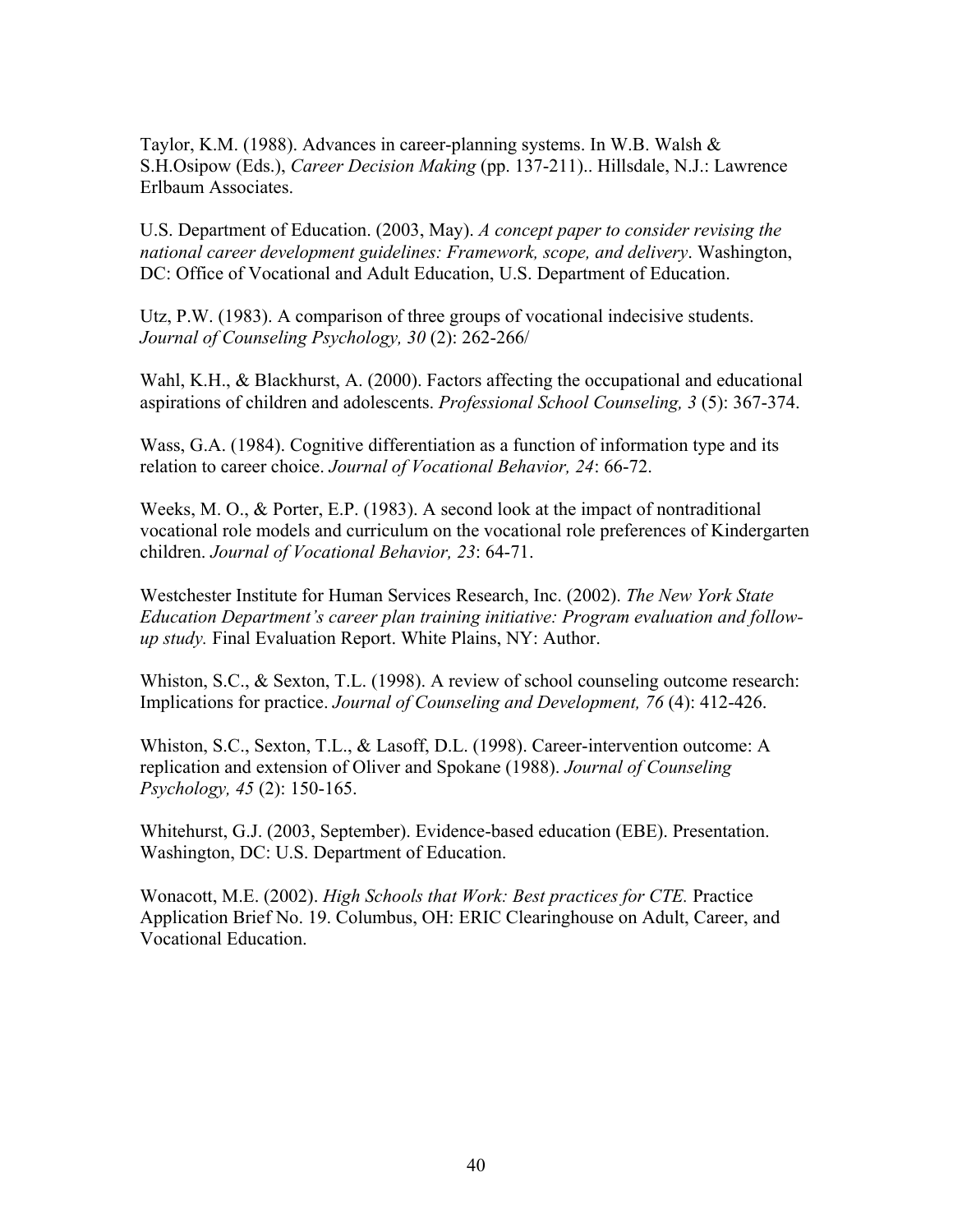Taylor, K.M. (1988). Advances in career-planning systems. In W.B. Walsh & S.H.Osipow (Eds.), *Career Decision Making* (pp. 137-211).. Hillsdale, N.J.: Lawrence Erlbaum Associates.

U.S. Department of Education. (2003, May). *A concept paper to consider revising the national career development guidelines: Framework, scope, and delivery*. Washington, DC: Office of Vocational and Adult Education, U.S. Department of Education.

Utz, P.W. (1983). A comparison of three groups of vocational indecisive students. *Journal of Counseling Psychology, 30* (2): 262-266/

Wahl, K.H., & Blackhurst, A. (2000). Factors affecting the occupational and educational aspirations of children and adolescents. *Professional School Counseling, 3* (5): 367-374.

Wass, G.A. (1984). Cognitive differentiation as a function of information type and its relation to career choice. *Journal of Vocational Behavior, 24*: 66-72.

Weeks, M. O., & Porter, E.P. (1983). A second look at the impact of nontraditional vocational role models and curriculum on the vocational role preferences of Kindergarten children. *Journal of Vocational Behavior, 23*: 64-71.

Westchester Institute for Human Services Research, Inc. (2002). *The New York State Education Department's career plan training initiative: Program evaluation and follow-up study.* Final Evaluation Report. White Plains, NY: Author.

Whiston, S.C., & Sexton, T.L. (1998). A review of school counseling outcome research: Implications for practice. *Journal of Counseling and Development, 76* (4): 412-426.

Whiston, S.C., Sexton, T.L., & Lasoff, D.L. (1998). Career-intervention outcome: A replication and extension of Oliver and Spokane (1988). *Journal of Counseling Psychology, 45* (2): 150-165.

Whitehurst, G.J. (2003, September). Evidence-based education (EBE). Presentation. Washington, DC: U.S. Department of Education.

Wonacott, M.E. (2002). *High Schools that Work: Best practices for CTE.* Practice Application Brief No. 19. Columbus, OH: ERIC Clearinghouse on Adult, Career, and Vocational Education.